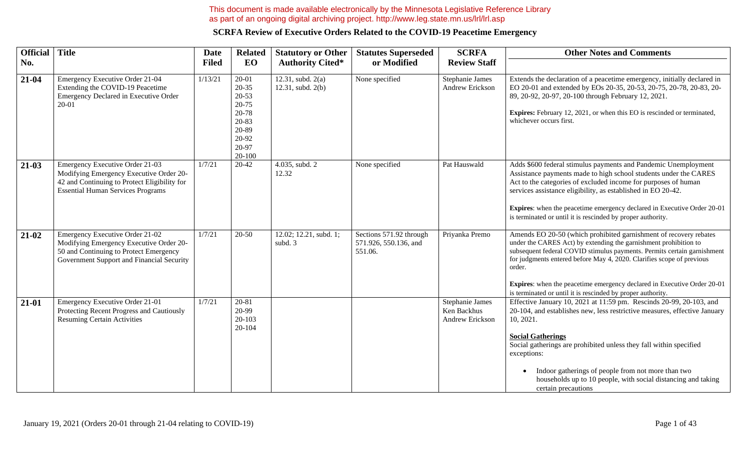This document is made available electronically by the Minnesota Legislative Reference Library as part of an ongoing digital archiving project. http://www.leg.state.mn.us/lrl/lrl.asp

## SCRFA Review of Executive Orders Related to the COVID-19 Peacetime Emergency

| Official No. | Title | Date Filed | Related EO | Statutory or Other Authority Cited* | Statutes Superseded or Modified | SCRFA Review Staff | Other Notes and Comments |
|---|---|---|---|---|---|---|---|
| **21-04** | Emergency Executive Order 21-04 Extending the COVID-19 Peacetime Emergency Declared in Executive Order 20-01 | 1/13/21 | 20-01<br>20-35<br>20-53<br>20-75<br>20-78<br>20-83<br>20-89<br>20-92<br>20-97<br>20-100 | 12.31, subd. 2(a)<br>12.31, subd. 2(b) | None specified | Stephanie James<br>Andrew Erickson | Extends the declaration of a peacetime emergency, initially declared in EO 20-01 and extended by EOs 20-35, 20-53, 20-75, 20-78, 20-83, 20-89, 20-92, 20-97, 20-100 through February 12, 2021.<br><br>**Expires:** February 12, 2021, or when this EO is rescinded or terminated, whichever occurs first. |
| **21-03** | Emergency Executive Order 21-03 Modifying Emergency Executive Order 20-42 and Continuing to Protect Eligibility for Essential Human Services Programs | 1/7/21 | 20-42 | 4.035, subd. 2<br>12.32 | None specified | Pat Hauswald | Adds $600 federal stimulus payments and Pandemic Unemployment Assistance payments made to high school students under the CARES Act to the categories of excluded income for purposes of human services assistance eligibility, as established in EO 20-42.<br><br>**Expires**: when the peacetime emergency declared in Executive Order 20-01 is terminated or until it is rescinded by proper authority. |
| **21-02** | Emergency Executive Order 21-02 Modifying Emergency Executive Order 20-50 and Continuing to Protect Emergency Government Support and Financial Security | 1/7/21 | 20-50 | 12.02; 12.21, subd. 1; subd. 3 | Sections 571.92 through 571.926, 550.136, and 551.06. | Priyanka Premo | Amends EO 20-50 (which prohibited garnishment of recovery rebates under the CARES Act) by extending the garnishment prohibition to subsequent federal COVID stimulus payments. Permits certain garnishment for judgments entered before May 4, 2020. Clarifies scope of previous order.<br><br>**Expires**: when the peacetime emergency declared in Executive Order 20-01 is terminated or until it is rescinded by proper authority. |
| **21-01** | Emergency Executive Order 21-01 Protecting Recent Progress and Cautiously Resuming Certain Activities | 1/7/21 | 20-81<br>20-99<br>20-103<br>20-104 | | | Stephanie James<br>Ken Backhus<br>Andrew Erickson | Effective January 10, 2021 at 11:59 pm. Rescinds 20-99, 20-103, and 20-104, and establishes new, less restrictive measures, effective January 10, 2021.<br><br>**Social Gatherings**<br>Social gatherings are prohibited unless they fall within specified exceptions:<br><br>• Indoor gatherings of people from not more than two households up to 10 people, with social distancing and taking certain precautions |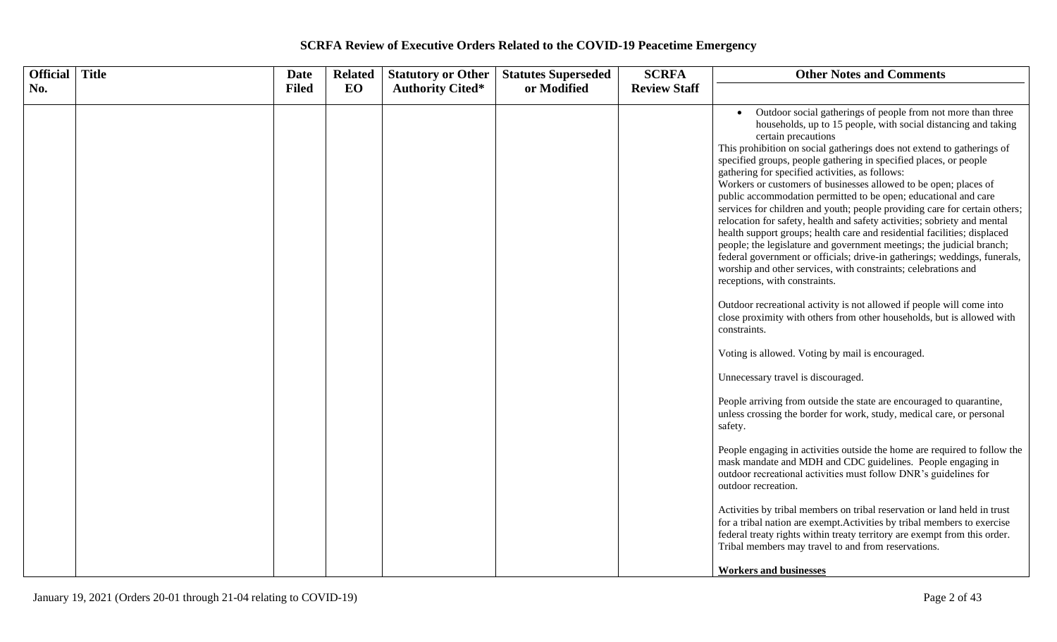# SCRFA Review of Executive Orders Related to the COVID-19 Peacetime Emergency

| Official No. | Title | Date Filed | Related EO | Statutory or Other Authority Cited* | Statutes Superseded or Modified | SCRFA Review Staff | Other Notes and Comments |
|---|---|---|---|---|---|---|---|
| | | | | | | | • Outdoor social gatherings of people from not more than three households, up to 15 people, with social distancing and taking certain precautions<br>This prohibition on social gatherings does not extend to gatherings of specified groups, people gathering in specified places, or people gathering for specified activities, as follows:<br>Workers or customers of businesses allowed to be open; places of public accommodation permitted to be open; educational and care services for children and youth; people providing care for certain others; relocation for safety, health and safety activities; sobriety and mental health support groups; health care and residential facilities; displaced people; the legislature and government meetings; the judicial branch; federal government or officials; drive-in gatherings; weddings, funerals, worship and other services, with constraints; celebrations and receptions, with constraints.<br><br>Outdoor recreational activity is not allowed if people will come into close proximity with others from other households, but is allowed with constraints.<br><br>Voting is allowed. Voting by mail is encouraged.<br><br>Unnecessary travel is discouraged.<br><br>People arriving from outside the state are encouraged to quarantine, unless crossing the border for work, study, medical care, or personal safety.<br><br>People engaging in activities outside the home are required to follow the mask mandate and MDH and CDC guidelines. People engaging in outdoor recreational activities must follow DNR's guidelines for outdoor recreation.<br><br>Activities by tribal members on tribal reservation or land held in trust for a tribal nation are exempt.Activities by tribal members to exercise federal treaty rights within treaty territory are exempt from this order. Tribal members may travel to and from reservations.<br><br>**Workers and businesses** |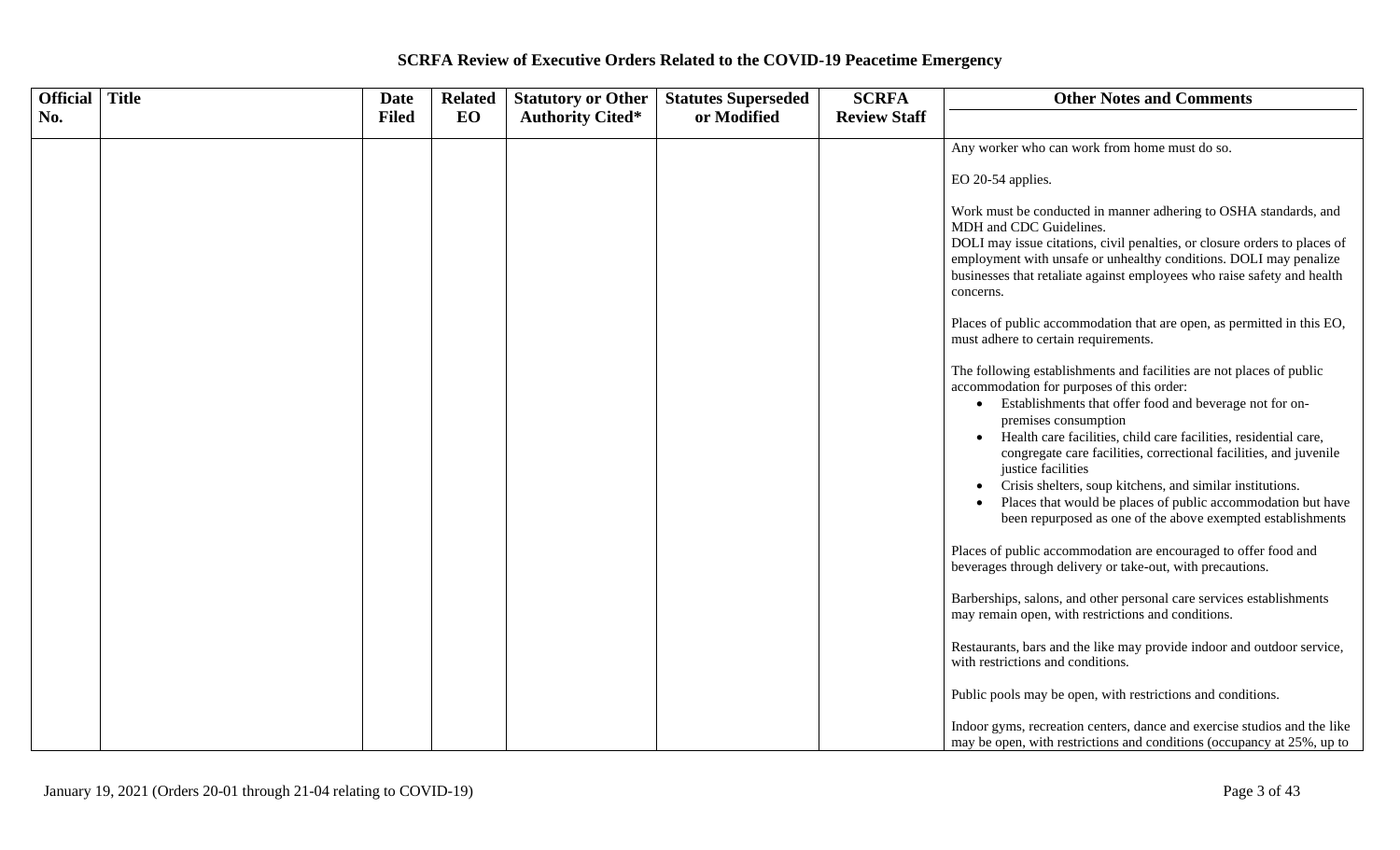# SCRFA Review of Executive Orders Related to the COVID-19 Peacetime Emergency

| Official No. | Title | Date Filed | Related EO | Statutory or Other Authority Cited* | Statutes Superseded or Modified | SCRFA Review Staff | Other Notes and Comments |
|---|---|---|---|---|---|---|---|
| | | | | | | | Any worker who can work from home must do so.<br><br>EO 20-54 applies.<br><br>Work must be conducted in manner adhering to OSHA standards, and MDH and CDC Guidelines.<br>DOLI may issue citations, civil penalties, or closure orders to places of employment with unsafe or unhealthy conditions. DOLI may penalize businesses that retaliate against employees who raise safety and health concerns.<br><br>Places of public accommodation that are open, as permitted in this EO, must adhere to certain requirements.<br><br>The following establishments and facilities are not places of public accommodation for purposes of this order:<br>• Establishments that offer food and beverage not for on-premises consumption<br>• Health care facilities, child care facilities, residential care, congregate care facilities, correctional facilities, and juvenile justice facilities<br>• Crisis shelters, soup kitchens, and similar institutions.<br>• Places that would be places of public accommodation but have been repurposed as one of the above exempted establishments<br><br>Places of public accommodation are encouraged to offer food and beverages through delivery or take-out, with precautions.<br><br>Barberships, salons, and other personal care services establishments may remain open, with restrictions and conditions.<br><br>Restaurants, bars and the like may provide indoor and outdoor service, with restrictions and conditions.<br><br>Public pools may be open, with restrictions and conditions.<br><br>Indoor gyms, recreation centers, dance and exercise studios and the like may be open, with restrictions and conditions (occupancy at 25%, up to |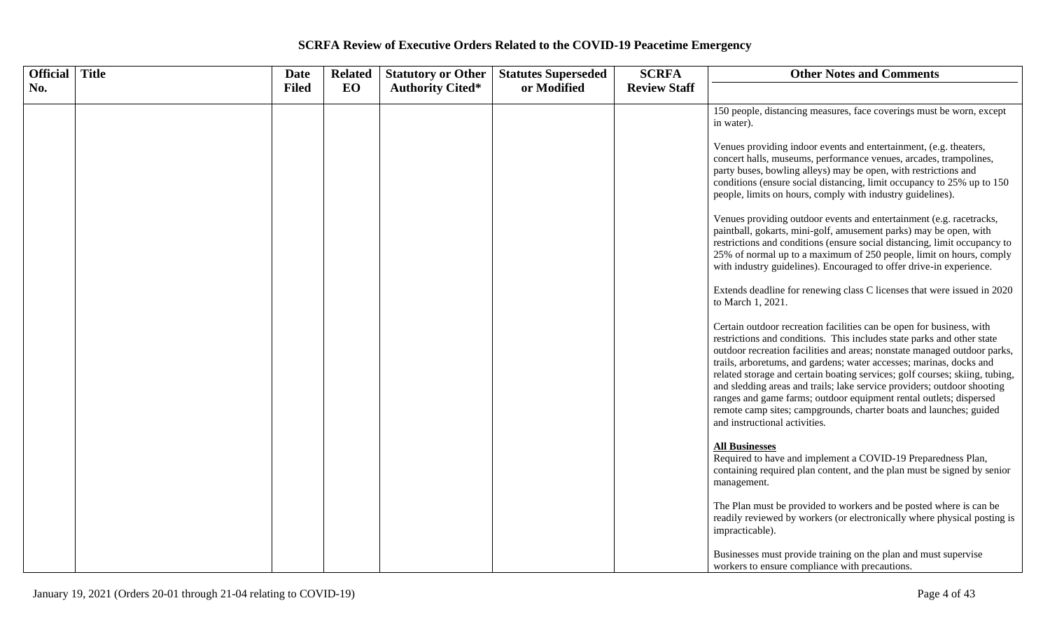# SCRFA Review of Executive Orders Related to the COVID-19 Peacetime Emergency

| Official No. | Title | Date Filed | Related EO | Statutory or Other Authority Cited* | Statutes Superseded or Modified | SCRFA Review Staff | Other Notes and Comments |
|---|---|---|---|---|---|---|---|
| | | | | | | | 150 people, distancing measures, face coverings must be worn, except in water).<br><br>Venues providing indoor events and entertainment, (e.g. theaters, concert halls, museums, performance venues, arcades, trampolines, party buses, bowling alleys) may be open, with restrictions and conditions (ensure social distancing, limit occupancy to 25% up to 150 people, limits on hours, comply with industry guidelines).<br><br>Venues providing outdoor events and entertainment (e.g. racetracks, paintball, gokarts, mini-golf, amusement parks) may be open, with restrictions and conditions (ensure social distancing, limit occupancy to 25% of normal up to a maximum of 250 people, limit on hours, comply with industry guidelines). Encouraged to offer drive-in experience.<br><br>Extends deadline for renewing class C licenses that were issued in 2020 to March 1, 2021.<br><br>Certain outdoor recreation facilities can be open for business, with restrictions and conditions. This includes state parks and other state outdoor recreation facilities and areas; nonstate managed outdoor parks, trails, arboretums, and gardens; water accesses; marinas, docks and related storage and certain boating services; golf courses; skiing, tubing, and sledding areas and trails; lake service providers; outdoor shooting ranges and game farms; outdoor equipment rental outlets; dispersed remote camp sites; campgrounds, charter boats and launches; guided and instructional activities.<br><br>**<u>All Businesses</u>**<br>Required to have and implement a COVID-19 Preparedness Plan, containing required plan content, and the plan must be signed by senior management.<br><br>The Plan must be provided to workers and be posted where is can be readily reviewed by workers (or electronically where physical posting is impracticable).<br><br>Businesses must provide training on the plan and must supervise workers to ensure compliance with precautions. |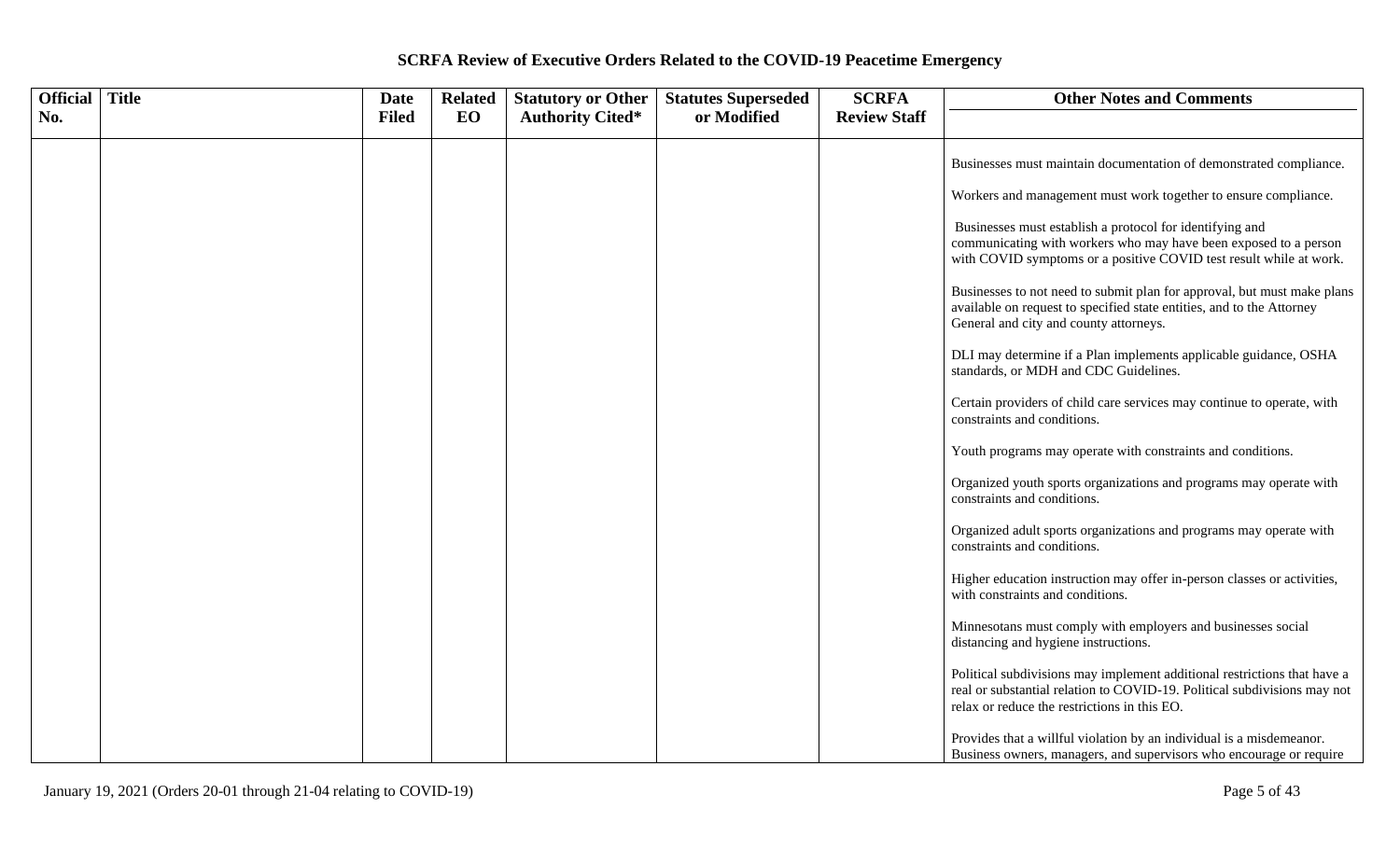# SCRFA Review of Executive Orders Related to the COVID-19 Peacetime Emergency

| Official No. | Title | Date Filed | Related EO | Statutory or Other Authority Cited* | Statutes Superseded or Modified | SCRFA Review Staff | Other Notes and Comments |
|---|---|---|---|---|---|---|---|
| | | | | | | | Businesses must maintain documentation of demonstrated compliance.<br><br>Workers and management must work together to ensure compliance.<br><br>Businesses must establish a protocol for identifying and communicating with workers who may have been exposed to a person with COVID symptoms or a positive COVID test result while at work.<br><br>Businesses to not need to submit plan for approval, but must make plans available on request to specified state entities, and to the Attorney General and city and county attorneys.<br><br>DLI may determine if a Plan implements applicable guidance, OSHA standards, or MDH and CDC Guidelines.<br><br>Certain providers of child care services may continue to operate, with constraints and conditions.<br><br>Youth programs may operate with constraints and conditions.<br><br>Organized youth sports organizations and programs may operate with constraints and conditions.<br><br>Organized adult sports organizations and programs may operate with constraints and conditions.<br><br>Higher education instruction may offer in-person classes or activities, with constraints and conditions.<br><br>Minnesotans must comply with employers and businesses social distancing and hygiene instructions.<br><br>Political subdivisions may implement additional restrictions that have a real or substantial relation to COVID-19. Political subdivisions may not relax or reduce the restrictions in this EO.<br><br>Provides that a willful violation by an individual is a misdemeanor. Business owners, managers, and supervisors who encourage or require |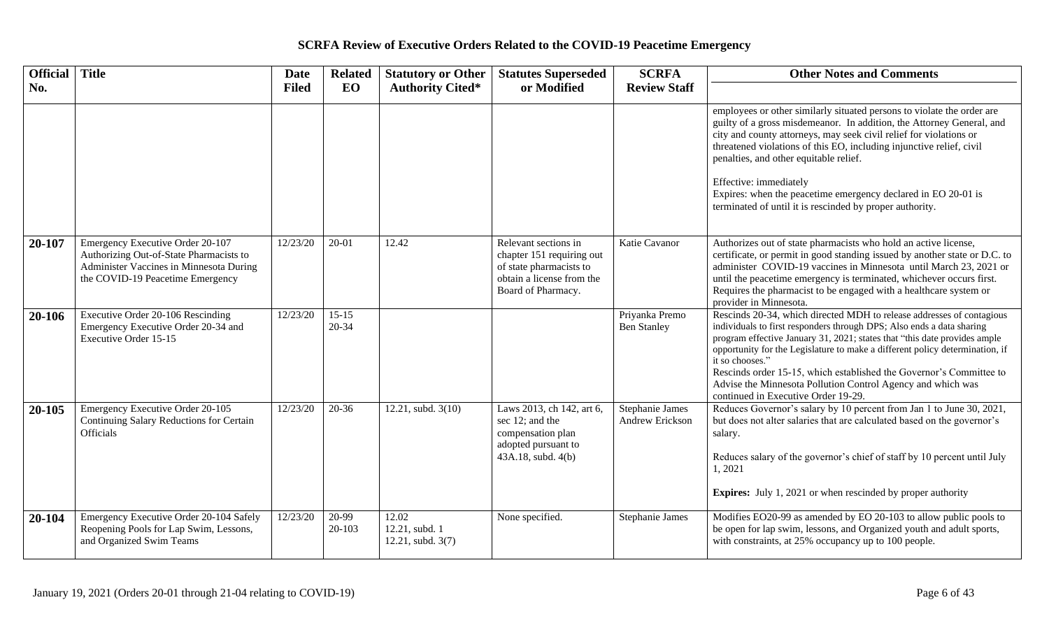## SCRFA Review of Executive Orders Related to the COVID-19 Peacetime Emergency

| Official No. | Title | Date Filed | Related EO | Statutory or Other Authority Cited* | Statutes Superseded or Modified | SCRFA Review Staff | Other Notes and Comments |
|---|---|---|---|---|---|---|---|
| | | | | | | | employees or other similarly situated persons to violate the order are guilty of a gross misdemeanor. In addition, the Attorney General, and city and county attorneys, may seek civil relief for violations or threatened violations of this EO, including injunctive relief, civil penalties, and other equitable relief.<br><br>Effective: immediately<br>Expires: when the peacetime emergency declared in EO 20-01 is terminated of until it is rescinded by proper authority. |
| **20-107** | Emergency Executive Order 20-107 Authorizing Out-of-State Pharmacists to Administer Vaccines in Minnesota During the COVID-19 Peacetime Emergency | 12/23/20 | 20-01 | 12.42 | Relevant sections in chapter 151 requiring out of state pharmacists to obtain a license from the Board of Pharmacy. | Katie Cavanor | Authorizes out of state pharmacists who hold an active license, certificate, or permit in good standing issued by another state or D.C. to administer COVID-19 vaccines in Minnesota until March 23, 2021 or until the peacetime emergency is terminated, whichever occurs first. Requires the pharmacist to be engaged with a healthcare system or provider in Minnesota. |
| **20-106** | Executive Order 20-106 Rescinding Emergency Executive Order 20-34 and Executive Order 15-15 | 12/23/20 | 15-15<br>20-34 | | | Priyanka Premo<br>Ben Stanley | Rescinds 20-34, which directed MDH to release addresses of contagious individuals to first responders through DPS; Also ends a data sharing program effective January 31, 2021; states that "this date provides ample opportunity for the Legislature to make a different policy determination, if it so chooses."<br>Rescinds order 15-15, which established the Governor's Committee to Advise the Minnesota Pollution Control Agency and which was continued in Executive Order 19-29. |
| **20-105** | Emergency Executive Order 20-105 Continuing Salary Reductions for Certain Officials | 12/23/20 | 20-36 | 12.21, subd. 3(10) | Laws 2013, ch 142, art 6, sec 12; and the compensation plan adopted pursuant to 43A.18, subd. 4(b) | Stephanie James<br>Andrew Erickson | Reduces Governor's salary by 10 percent from Jan 1 to June 30, 2021, but does not alter salaries that are calculated based on the governor's salary.<br><br>Reduces salary of the governor's chief of staff by 10 percent until July 1, 2021<br><br>**Expires:** July 1, 2021 or when rescinded by proper authority |
| **20-104** | Emergency Executive Order 20-104 Safely Reopening Pools for Lap Swim, Lessons, and Organized Swim Teams | 12/23/20 | 20-99<br>20-103 | 12.02<br>12.21, subd. 1<br>12.21, subd. 3(7) | None specified. | Stephanie James | Modifies EO20-99 as amended by EO 20-103 to allow public pools to be open for lap swim, lessons, and Organized youth and adult sports, with constraints, at 25% occupancy up to 100 people. |

January 19, 2021 (Orders 20-01 through 21-04 relating to COVID-19)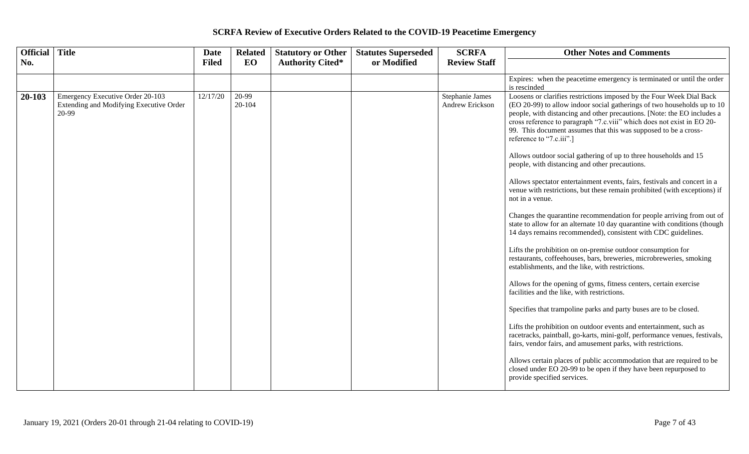# SCRFA Review of Executive Orders Related to the COVID-19 Peacetime Emergency

| Official No. | Title | Date Filed | Related EO | Statutory or Other Authority Cited* | Statutes Superseded or Modified | SCRFA Review Staff | Other Notes and Comments |
|---|---|---|---|---|---|---|---|
| | | | | | | | Expires: when the peacetime emergency is terminated or until the order is rescinded |
| **20-103** | Emergency Executive Order 20-103 Extending and Modifying Executive Order 20-99 | 12/17/20 | 20-99 20-104 | | | Stephanie James Andrew Erickson | Loosens or clarifies restrictions imposed by the Four Week Dial Back (EO 20-99) to allow indoor social gatherings of two households up to 10 people, with distancing and other precautions. [Note: the EO includes a cross reference to paragraph "7.c.viii" which does not exist in EO 20-99. This document assumes that this was supposed to be a cross-reference to "7.c.iii".]<br><br>Allows outdoor social gathering of up to three households and 15 people, with distancing and other precautions.<br><br>Allows spectator entertainment events, fairs, festivals and concert in a venue with restrictions, but these remain prohibited (with exceptions) if not in a venue.<br><br>Changes the quarantine recommendation for people arriving from out of state to allow for an alternate 10 day quarantine with conditions (though 14 days remains recommended), consistent with CDC guidelines.<br><br>Lifts the prohibition on on-premise outdoor consumption for restaurants, coffeehouses, bars, breweries, microbreweries, smoking establishments, and the like, with restrictions.<br><br>Allows for the opening of gyms, fitness centers, certain exercise facilities and the like, with restrictions.<br><br>Specifies that trampoline parks and party buses are to be closed.<br><br>Lifts the prohibition on outdoor events and entertainment, such as racetracks, paintball, go-karts, mini-golf, performance venues, festivals, fairs, vendor fairs, and amusement parks, with restrictions.<br><br>Allows certain places of public accommodation that are required to be closed under EO 20-99 to be open if they have been repurposed to provide specified services. |

January 19, 2021 (Orders 20-01 through 21-04 relating to COVID-19)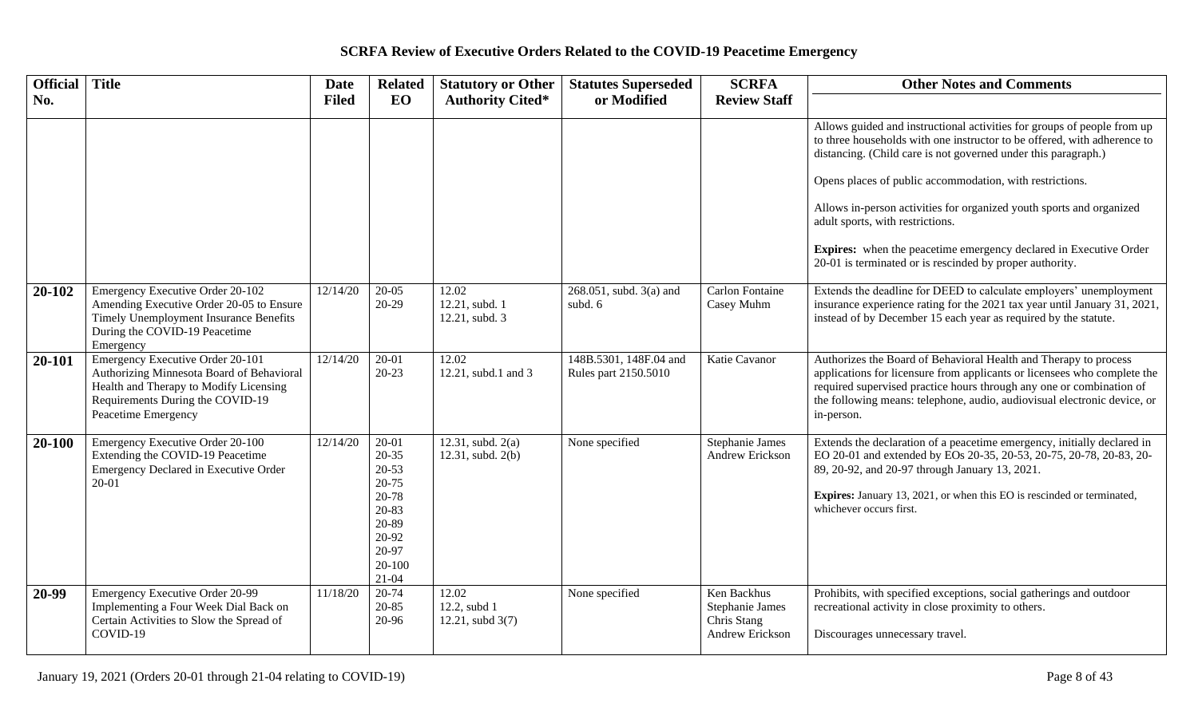## SCRFA Review of Executive Orders Related to the COVID-19 Peacetime Emergency

| Official No. | Title | Date Filed | Related EO | Statutory or Other Authority Cited* | Statutes Superseded or Modified | SCRFA Review Staff | Other Notes and Comments |
|---|---|---|---|---|---|---|---|
| | | | | | | | Allows guided and instructional activities for groups of people from up to three households with one instructor to be offered, with adherence to distancing. (Child care is not governed under this paragraph.)<br><br>Opens places of public accommodation, with restrictions.<br><br>Allows in-person activities for organized youth sports and organized adult sports, with restrictions.<br><br>**Expires:** when the peacetime emergency declared in Executive Order 20-01 is terminated or is rescinded by proper authority. |
| **20-102** | Emergency Executive Order 20-102 Amending Executive Order 20-05 to Ensure Timely Unemployment Insurance Benefits During the COVID-19 Peacetime Emergency | 12/14/20 | 20-05<br>20-29 | 12.02<br>12.21, subd. 1<br>12.21, subd. 3 | 268.051, subd. 3(a) and subd. 6 | Carlon Fontaine<br>Casey Muhm | Extends the deadline for DEED to calculate employers' unemployment insurance experience rating for the 2021 tax year until January 31, 2021, instead of by December 15 each year as required by the statute. |
| **20-101** | Emergency Executive Order 20-101 Authorizing Minnesota Board of Behavioral Health and Therapy to Modify Licensing Requirements During the COVID-19 Peacetime Emergency | 12/14/20 | 20-01<br>20-23 | 12.02<br>12.21, subd.1 and 3 | 148B.5301, 148F.04 and Rules part 2150.5010 | Katie Cavanor | Authorizes the Board of Behavioral Health and Therapy to process applications for licensure from applicants or licensees who complete the required supervised practice hours through any one or combination of the following means: telephone, audio, audiovisual electronic device, or in-person. |
| **20-100** | Emergency Executive Order 20-100 Extending the COVID-19 Peacetime Emergency Declared in Executive Order 20-01 | 12/14/20 | 20-01<br>20-35<br>20-53<br>20-75<br>20-78<br>20-83<br>20-89<br>20-92<br>20-97<br>20-100<br>21-04 | 12.31, subd. 2(a)<br>12.31, subd. 2(b) | None specified | Stephanie James<br>Andrew Erickson | Extends the declaration of a peacetime emergency, initially declared in EO 20-01 and extended by EOs 20-35, 20-53, 20-75, 20-78, 20-83, 20-89, 20-92, and 20-97 through January 13, 2021.<br><br>**Expires:** January 13, 2021, or when this EO is rescinded or terminated, whichever occurs first. |
| **20-99** | Emergency Executive Order 20-99 Implementing a Four Week Dial Back on Certain Activities to Slow the Spread of COVID-19 | 11/18/20 | 20-74<br>20-85<br>20-96 | 12.02<br>12.2, subd 1<br>12.21, subd 3(7) | None specified | Ken Backhus<br>Stephanie James<br>Chris Stang<br>Andrew Erickson | Prohibits, with specified exceptions, social gatherings and outdoor recreational activity in close proximity to others.<br><br>Discourages unnecessary travel. |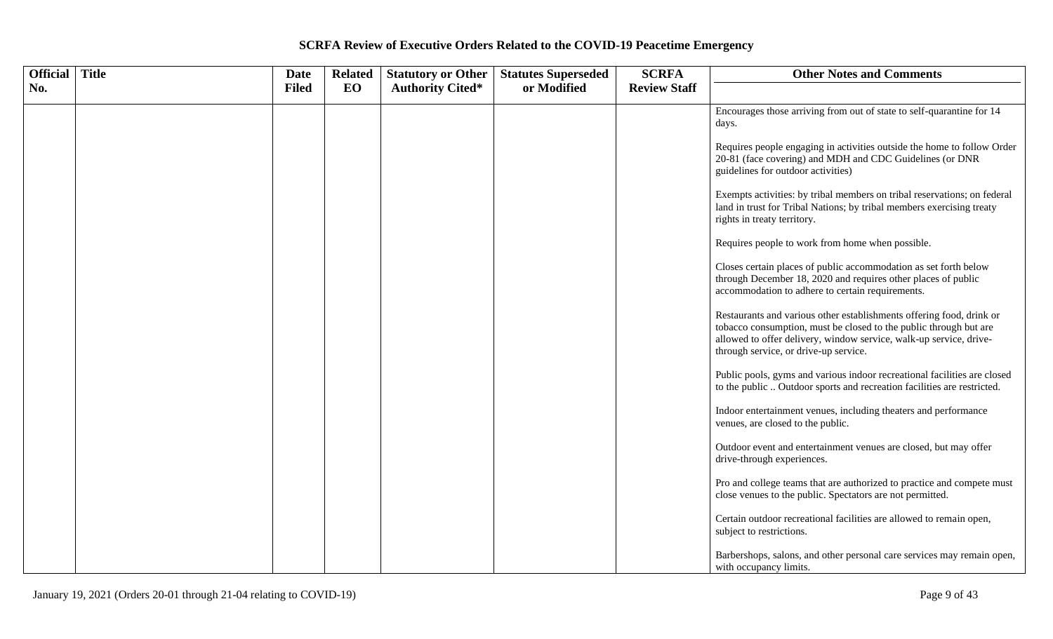**SCRFA Review of Executive Orders Related to the COVID-19 Peacetime Emergency**

| Official No. | Title | Date Filed | Related EO | Statutory or Other Authority Cited* | Statutes Superseded or Modified | SCRFA Review Staff | Other Notes and Comments |
|---|---|---|---|---|---|---|---|
| | | | | | | | Encourages those arriving from out of state to self-quarantine for 14 days.<br><br>Requires people engaging in activities outside the home to follow Order 20-81 (face covering) and MDH and CDC Guidelines (or DNR guidelines for outdoor activities)<br><br>Exempts activities: by tribal members on tribal reservations; on federal land in trust for Tribal Nations; by tribal members exercising treaty rights in treaty territory.<br><br>Requires people to work from home when possible.<br><br>Closes certain places of public accommodation as set forth below through December 18, 2020 and requires other places of public accommodation to adhere to certain requirements.<br><br>Restaurants and various other establishments offering food, drink or tobacco consumption, must be closed to the public through but are allowed to offer delivery, window service, walk-up service, drive-through service, or drive-up service.<br><br>Public pools, gyms and various indoor recreational facilities are closed to the public .. Outdoor sports and recreation facilities are restricted.<br><br>Indoor entertainment venues, including theaters and performance venues, are closed to the public.<br><br>Outdoor event and entertainment venues are closed, but may offer drive-through experiences.<br><br>Pro and college teams that are authorized to practice and compete must close venues to the public. Spectators are not permitted.<br><br>Certain outdoor recreational facilities are allowed to remain open, subject to restrictions.<br><br>Barbershops, salons, and other personal care services may remain open, with occupancy limits. |

January 19, 2021 (Orders 20-01 through 21-04 relating to COVID-19)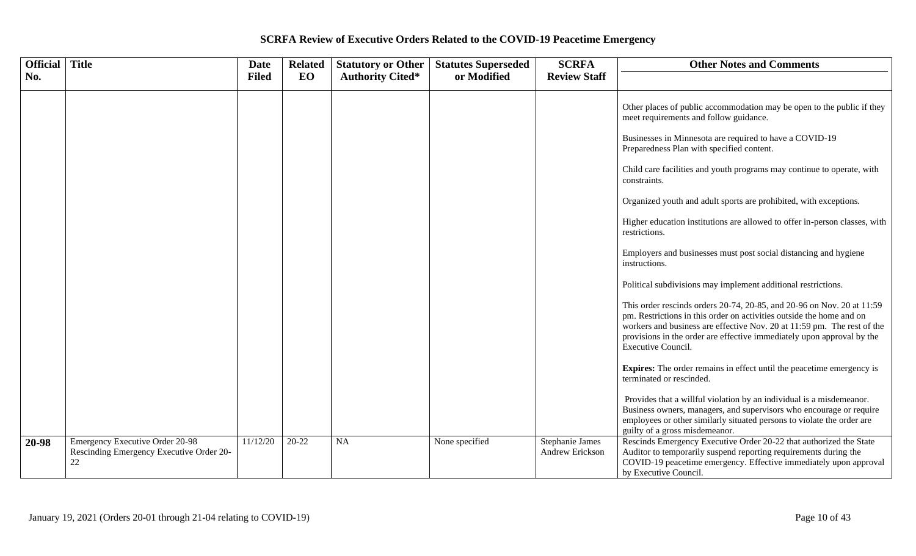# SCRFA Review of Executive Orders Related to the COVID-19 Peacetime Emergency

| Official No. | Title | Date Filed | Related EO | Statutory or Other Authority Cited* | Statutes Superseded or Modified | SCRFA Review Staff | Other Notes and Comments |
|---|---|---|---|---|---|---|---|
| | | | | | | | Other places of public accommodation may be open to the public if they meet requirements and follow guidance.<br><br>Businesses in Minnesota are required to have a COVID-19 Preparedness Plan with specified content.<br><br>Child care facilities and youth programs may continue to operate, with constraints.<br><br>Organized youth and adult sports are prohibited, with exceptions.<br><br>Higher education institutions are allowed to offer in-person classes, with restrictions.<br><br>Employers and businesses must post social distancing and hygiene instructions.<br><br>Political subdivisions may implement additional restrictions.<br><br>This order rescinds orders 20-74, 20-85, and 20-96 on Nov. 20 at 11:59 pm. Restrictions in this order on activities outside the home and on workers and business are effective Nov. 20 at 11:59 pm. The rest of the provisions in the order are effective immediately upon approval by the Executive Council.<br><br>**Expires:** The order remains in effect until the peacetime emergency is terminated or rescinded.<br><br>Provides that a willful violation by an individual is a misdemeanor. Business owners, managers, and supervisors who encourage or require employees or other similarly situated persons to violate the order are guilty of a gross misdemeanor. |
| **20-98** | Emergency Executive Order 20-98 Rescinding Emergency Executive Order 20-22 | 11/12/20 | 20-22 | NA | None specified | Stephanie James<br>Andrew Erickson | Rescinds Emergency Executive Order 20-22 that authorized the State Auditor to temporarily suspend reporting requirements during the COVID-19 peacetime emergency. Effective immediately upon approval by Executive Council. |

January 19, 2021 (Orders 20-01 through 21-04 relating to COVID-19)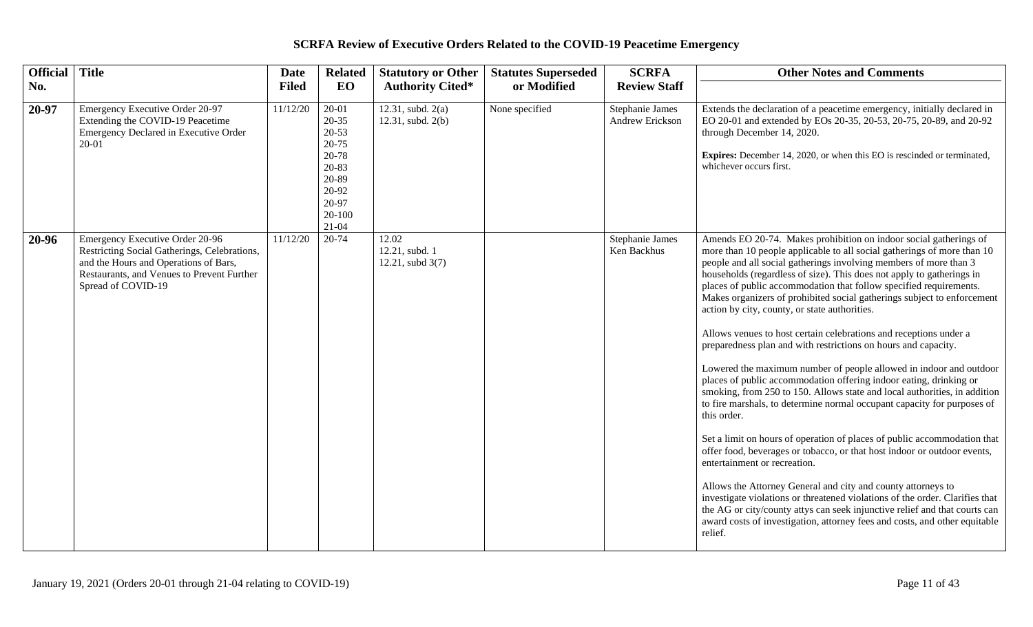# SCRFA Review of Executive Orders Related to the COVID-19 Peacetime Emergency

| Official No. | Title | Date Filed | Related EO | Statutory or Other Authority Cited* | Statutes Superseded or Modified | SCRFA Review Staff | Other Notes and Comments |
|---|---|---|---|---|---|---|---|
| **20-97** | Emergency Executive Order 20-97 Extending the COVID-19 Peacetime Emergency Declared in Executive Order 20-01 | 11/12/20 | 20-01<br>20-35<br>20-53<br>20-75<br>20-78<br>20-83<br>20-89<br>20-92<br>20-97<br>20-100<br>21-04 | 12.31, subd. 2(a)<br>12.31, subd. 2(b) | None specified | Stephanie James<br>Andrew Erickson | Extends the declaration of a peacetime emergency, initially declared in EO 20-01 and extended by EOs 20-35, 20-53, 20-75, 20-89, and 20-92 through December 14, 2020.<br><br>**Expires:** December 14, 2020, or when this EO is rescinded or terminated, whichever occurs first. |
| **20-96** | Emergency Executive Order 20-96 Restricting Social Gatherings, Celebrations, and the Hours and Operations of Bars, Restaurants, and Venues to Prevent Further Spread of COVID-19 | 11/12/20 | 20-74 | 12.02<br>12.21, subd. 1<br>12.21, subd 3(7) | | Stephanie James<br>Ken Backhus | Amends EO 20-74. Makes prohibition on indoor social gatherings of more than 10 people applicable to all social gatherings of more than 10 people and all social gatherings involving members of more than 3 households (regardless of size). This does not apply to gatherings in places of public accommodation that follow specified requirements. Makes organizers of prohibited social gatherings subject to enforcement action by city, county, or state authorities.<br><br>Allows venues to host certain celebrations and receptions under a preparedness plan and with restrictions on hours and capacity.<br><br>Lowered the maximum number of people allowed in indoor and outdoor places of public accommodation offering indoor eating, drinking or smoking, from 250 to 150. Allows state and local authorities, in addition to fire marshals, to determine normal occupant capacity for purposes of this order.<br><br>Set a limit on hours of operation of places of public accommodation that offer food, beverages or tobacco, or that host indoor or outdoor events, entertainment or recreation.<br><br>Allows the Attorney General and city and county attorneys to investigate violations or threatened violations of the order. Clarifies that the AG or city/county attys can seek injunctive relief and that courts can award costs of investigation, attorney fees and costs, and other equitable relief. |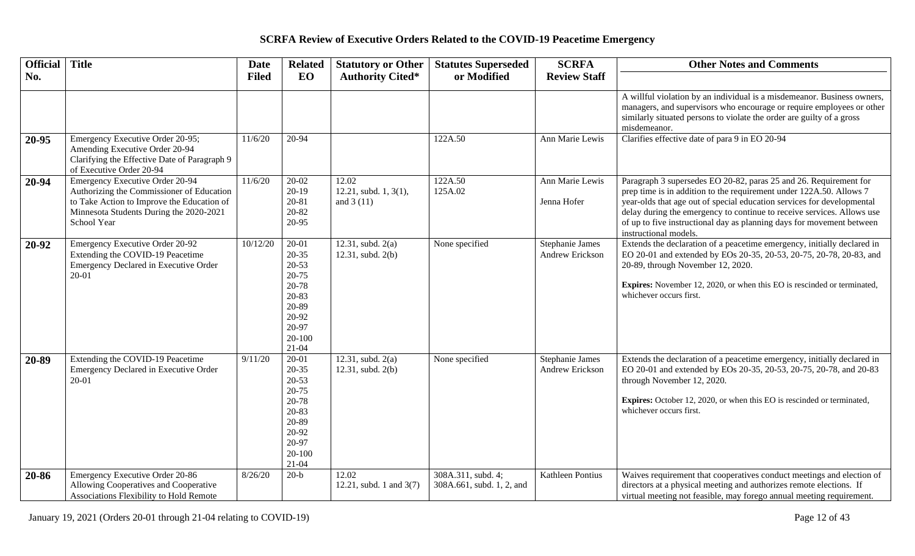## SCRFA Review of Executive Orders Related to the COVID-19 Peacetime Emergency

| Official No. | Title | Date Filed | Related EO | Statutory or Other Authority Cited* | Statutes Superseded or Modified | SCRFA Review Staff | Other Notes and Comments |
|---|---|---|---|---|---|---|---|
| | | | | | | | A willful violation by an individual is a misdemeanor. Business owners, managers, and supervisors who encourage or require employees or other similarly situated persons to violate the order are guilty of a gross misdemeanor. |
| **20-95** | Emergency Executive Order 20-95; Amending Executive Order 20-94 Clarifying the Effective Date of Paragraph 9 of Executive Order 20-94 | 11/6/20 | 20-94 | | 122A.50 | Ann Marie Lewis | Clarifies effective date of para 9 in EO 20-94 |
| **20-94** | Emergency Executive Order 20-94 Authorizing the Commissioner of Education to Take Action to Improve the Education of Minnesota Students During the 2020-2021 School Year | 11/6/20 | 20-02<br>20-19<br>20-81<br>20-82<br>20-95 | 12.02<br>12.21, subd. 1, 3(1), and 3 (11) | 122A.50<br>125A.02 | Ann Marie Lewis<br><br>Jenna Hofer | Paragraph 3 supersedes EO 20-82, paras 25 and 26. Requirement for prep time is in addition to the requirement under 122A.50. Allows 7 year-olds that age out of special education services for developmental delay during the emergency to continue to receive services. Allows use of up to five instructional day as planning days for movement between instructional models. |
| **20-92** | Emergency Executive Order 20-92 Extending the COVID-19 Peacetime Emergency Declared in Executive Order 20-01 | 10/12/20 | 20-01<br>20-35<br>20-53<br>20-75<br>20-78<br>20-83<br>20-89<br>20-92<br>20-97<br>20-100<br>21-04 | 12.31, subd. 2(a)<br>12.31, subd. 2(b) | None specified | Stephanie James<br>Andrew Erickson | Extends the declaration of a peacetime emergency, initially declared in EO 20-01 and extended by EOs 20-35, 20-53, 20-75, 20-78, 20-83, and 20-89, through November 12, 2020.<br><br>**Expires:** November 12, 2020, or when this EO is rescinded or terminated, whichever occurs first. |
| **20-89** | Extending the COVID-19 Peacetime Emergency Declared in Executive Order 20-01 | 9/11/20 | 20-01<br>20-35<br>20-53<br>20-75<br>20-78<br>20-83<br>20-89<br>20-92<br>20-97<br>20-100<br>21-04 | 12.31, subd. 2(a)<br>12.31, subd. 2(b) | None specified | Stephanie James<br>Andrew Erickson | Extends the declaration of a peacetime emergency, initially declared in EO 20-01 and extended by EOs 20-35, 20-53, 20-75, 20-78, and 20-83 through November 12, 2020.<br><br>**Expires:** October 12, 2020, or when this EO is rescinded or terminated, whichever occurs first. |
| **20-86** | Emergency Executive Order 20-86 Allowing Cooperatives and Cooperative Associations Flexibility to Hold Remote | 8/26/20 | 20-b | 12.02<br>12.21, subd. 1 and 3(7) | 308A.311, subd. 4;<br>308A.661, subd. 1, 2, and | Kathleen Pontius | Waives requirement that cooperatives conduct meetings and election of directors at a physical meeting and authorizes remote elections. If virtual meeting not feasible, may forego annual meeting requirement. |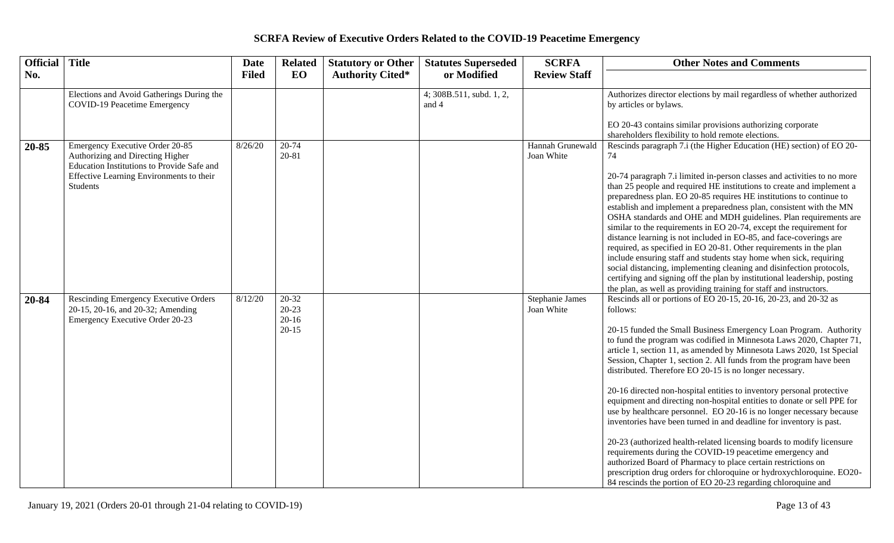## SCRFA Review of Executive Orders Related to the COVID-19 Peacetime Emergency

| Official No. | Title | Date Filed | Related EO | Statutory or Other Authority Cited* | Statutes Superseded or Modified | SCRFA Review Staff | Other Notes and Comments |
|---|---|---|---|---|---|---|---|
| | Elections and Avoid Gatherings During the COVID-19 Peacetime Emergency | | | | 4; 308B.511, subd. 1, 2, and 4 | | Authorizes director elections by mail regardless of whether authorized by articles or bylaws.<br><br>EO 20-43 contains similar provisions authorizing corporate shareholders flexibility to hold remote elections. |
| **20-85** | Emergency Executive Order 20-85 Authorizing and Directing Higher Education Institutions to Provide Safe and Effective Learning Environments to their Students | 8/26/20 | 20-74<br>20-81 | | | Hannah Grunewald<br>Joan White | Rescinds paragraph 7.i (the Higher Education (HE) section) of EO 20-74<br><br>20-74 paragraph 7.i limited in-person classes and activities to no more than 25 people and required HE institutions to create and implement a preparedness plan. EO 20-85 requires HE institutions to continue to establish and implement a preparedness plan, consistent with the MN OSHA standards and OHE and MDH guidelines. Plan requirements are similar to the requirements in EO 20-74, except the requirement for distance learning is not included in EO-85, and face-coverings are required, as specified in EO 20-81. Other requirements in the plan include ensuring staff and students stay home when sick, requiring social distancing, implementing cleaning and disinfection protocols, certifying and signing off the plan by institutional leadership, posting the plan, as well as providing training for staff and instructors. |
| **20-84** | Rescinding Emergency Executive Orders 20-15, 20-16, and 20-32; Amending Emergency Executive Order 20-23 | 8/12/20 | 20-32<br>20-23<br>20-16<br>20-15 | | | Stephanie James<br>Joan White | Rescinds all or portions of EO 20-15, 20-16, 20-23, and 20-32 as follows:<br><br>20-15 funded the Small Business Emergency Loan Program. Authority to fund the program was codified in Minnesota Laws 2020, Chapter 71, article 1, section 11, as amended by Minnesota Laws 2020, 1st Special Session, Chapter 1, section 2. All funds from the program have been distributed. Therefore EO 20-15 is no longer necessary.<br><br>20-16 directed non-hospital entities to inventory personal protective equipment and directing non-hospital entities to donate or sell PPE for use by healthcare personnel. EO 20-16 is no longer necessary because inventories have been turned in and deadline for inventory is past.<br><br>20-23 (authorized health-related licensing boards to modify licensure requirements during the COVID-19 peacetime emergency and authorized Board of Pharmacy to place certain restrictions on prescription drug orders for chloroquine or hydroxychloroquine. EO20-84 rescinds the portion of EO 20-23 regarding chloroquine and |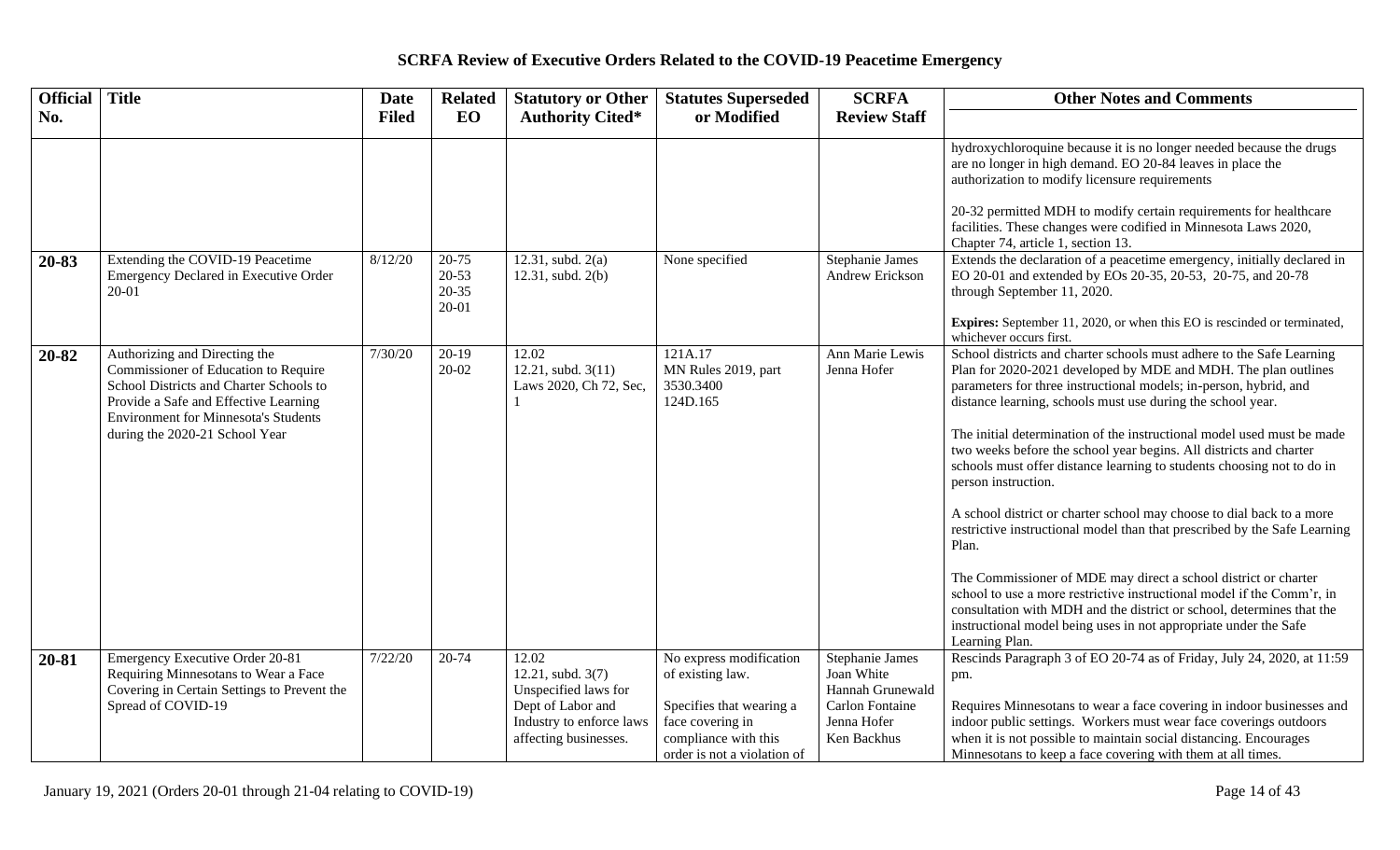# SCRFA Review of Executive Orders Related to the COVID-19 Peacetime Emergency

| Official No. | Title | Date Filed | Related EO | Statutory or Other Authority Cited* | Statutes Superseded or Modified | SCRFA Review Staff | Other Notes and Comments |
|---|---|---|---|---|---|---|---|
| | | | | | | | hydroxychloroquine because it is no longer needed because the drugs are no longer in high demand. EO 20-84 leaves in place the authorization to modify licensure requirements<br><br>20-32 permitted MDH to modify certain requirements for healthcare facilities. These changes were codified in Minnesota Laws 2020, Chapter 74, article 1, section 13. |
| **20-83** | Extending the COVID-19 Peacetime Emergency Declared in Executive Order 20-01 | 8/12/20 | 20-75<br>20-53<br>20-35<br>20-01 | 12.31, subd. 2(a)<br>12.31, subd. 2(b) | None specified | Stephanie James<br>Andrew Erickson | Extends the declaration of a peacetime emergency, initially declared in EO 20-01 and extended by EOs 20-35, 20-53, 20-75, and 20-78 through September 11, 2020.<br><br>**Expires:** September 11, 2020, or when this EO is rescinded or terminated, whichever occurs first. |
| **20-82** | Authorizing and Directing the Commissioner of Education to Require School Districts and Charter Schools to Provide a Safe and Effective Learning Environment for Minnesota's Students during the 2020-21 School Year | 7/30/20 | 20-19<br>20-02 | 12.02<br>12.21, subd. 3(11)<br>Laws 2020, Ch 72, Sec, 1 | 121A.17<br>MN Rules 2019, part 3530.3400<br>124D.165 | Ann Marie Lewis<br>Jenna Hofer | School districts and charter schools must adhere to the Safe Learning Plan for 2020-2021 developed by MDE and MDH. The plan outlines parameters for three instructional models; in-person, hybrid, and distance learning, schools must use during the school year.<br><br>The initial determination of the instructional model used must be made two weeks before the school year begins. All districts and charter schools must offer distance learning to students choosing not to do in person instruction.<br><br>A school district or charter school may choose to dial back to a more restrictive instructional model than that prescribed by the Safe Learning Plan.<br><br>The Commissioner of MDE may direct a school district or charter school to use a more restrictive instructional model if the Comm'r, in consultation with MDH and the district or school, determines that the instructional model being uses in not appropriate under the Safe Learning Plan. |
| **20-81** | Emergency Executive Order 20-81 Requiring Minnesotans to Wear a Face Covering in Certain Settings to Prevent the Spread of COVID-19 | 7/22/20 | 20-74 | 12.02<br>12.21, subd. 3(7)<br>Unspecified laws for Dept of Labor and Industry to enforce laws affecting businesses. | No express modification of existing law.<br><br>Specifies that wearing a face covering in compliance with this order is not a violation of | Stephanie James<br>Joan White<br>Hannah Grunewald<br>Carlon Fontaine<br>Jenna Hofer<br>Ken Backhus | Rescinds Paragraph 3 of EO 20-74 as of Friday, July 24, 2020, at 11:59 pm.<br><br>Requires Minnesotans to wear a face covering in indoor businesses and indoor public settings. Workers must wear face coverings outdoors when it is not possible to maintain social distancing. Encourages Minnesotans to keep a face covering with them at all times. |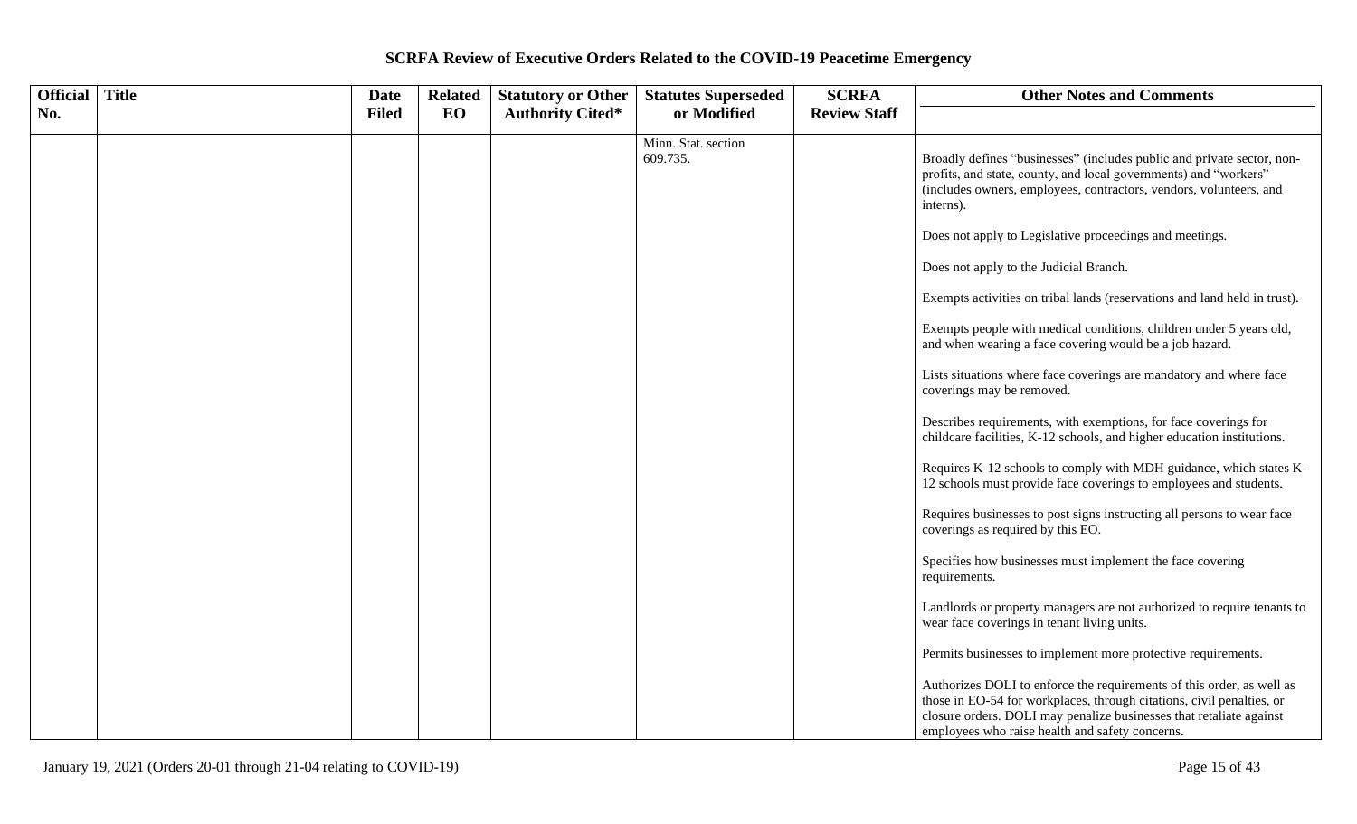# SCRFA Review of Executive Orders Related to the COVID-19 Peacetime Emergency

| Official No. | Title | Date Filed | Related EO | Statutory or Other Authority Cited* | Statutes Superseded or Modified | SCRFA Review Staff | Other Notes and Comments |
|---|---|---|---|---|---|---|---|
| | | | | | Minn. Stat. section 609.735. | | Broadly defines "businesses" (includes public and private sector, non-profits, and state, county, and local governments) and "workers" (includes owners, employees, contractors, vendors, volunteers, and interns).<br><br>Does not apply to Legislative proceedings and meetings.<br><br>Does not apply to the Judicial Branch.<br><br>Exempts activities on tribal lands (reservations and land held in trust).<br><br>Exempts people with medical conditions, children under 5 years old, and when wearing a face covering would be a job hazard.<br><br>Lists situations where face coverings are mandatory and where face coverings may be removed.<br><br>Describes requirements, with exemptions, for face coverings for childcare facilities, K-12 schools, and higher education institutions.<br><br>Requires K-12 schools to comply with MDH guidance, which states K-12 schools must provide face coverings to employees and students.<br><br>Requires businesses to post signs instructing all persons to wear face coverings as required by this EO.<br><br>Specifies how businesses must implement the face covering requirements.<br><br>Landlords or property managers are not authorized to require tenants to wear face coverings in tenant living units.<br><br>Permits businesses to implement more protective requirements.<br><br>Authorizes DOLI to enforce the requirements of this order, as well as those in EO-54 for workplaces, through citations, civil penalties, or closure orders. DOLI may penalize businesses that retaliate against employees who raise health and safety concerns. |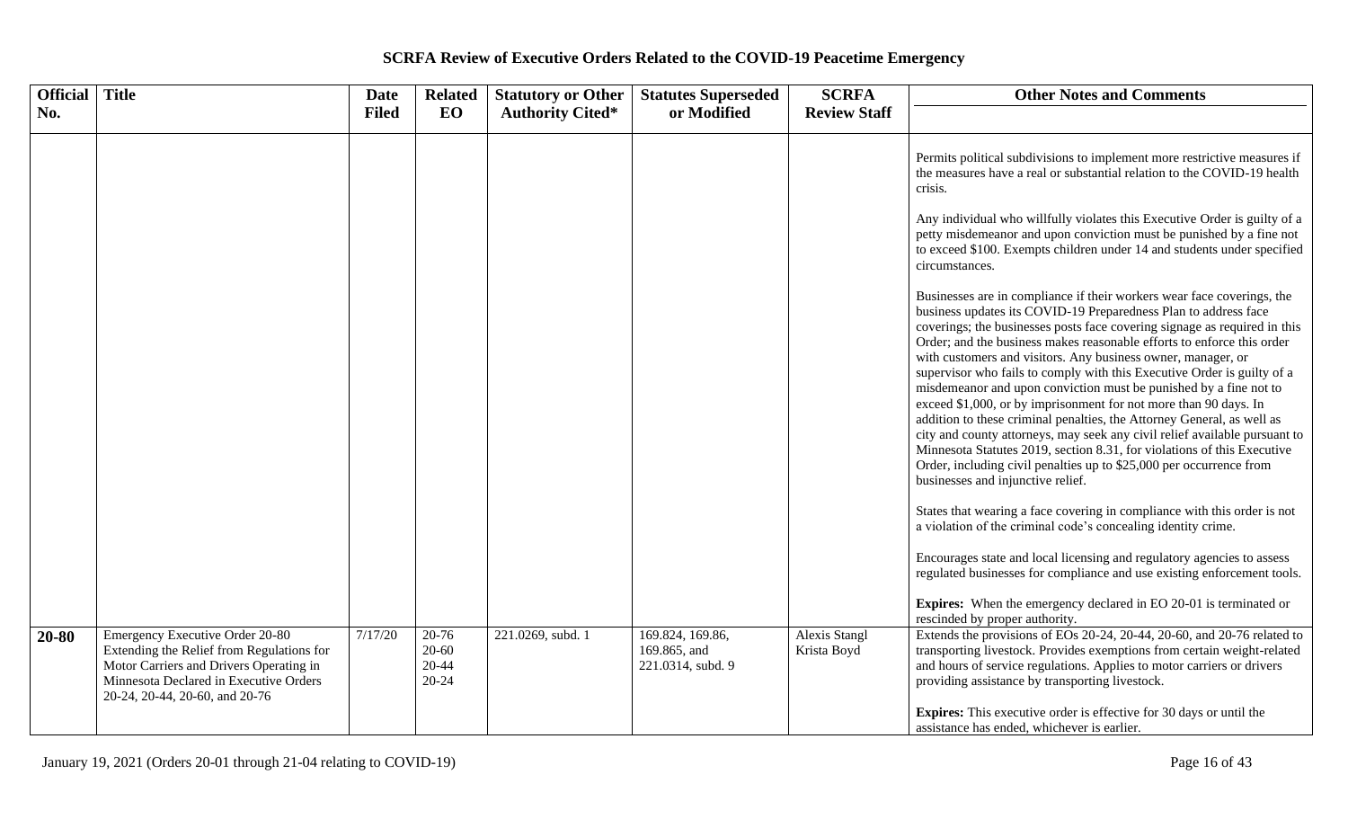## SCRFA Review of Executive Orders Related to the COVID-19 Peacetime Emergency

| Official No. | Title | Date Filed | Related EO | Statutory or Other Authority Cited* | Statutes Superseded or Modified | SCRFA Review Staff | Other Notes and Comments |
|---|---|---|---|---|---|---|---|
| | | | | | | | Permits political subdivisions to implement more restrictive measures if the measures have a real or substantial relation to the COVID-19 health crisis.<br><br>Any individual who willfully violates this Executive Order is guilty of a petty misdemeanor and upon conviction must be punished by a fine not to exceed $100. Exempts children under 14 and students under specified circumstances.<br><br>Businesses are in compliance if their workers wear face coverings, the business updates its COVID-19 Preparedness Plan to address face coverings; the businesses posts face covering signage as required in this Order; and the business makes reasonable efforts to enforce this order with customers and visitors. Any business owner, manager, or supervisor who fails to comply with this Executive Order is guilty of a misdemeanor and upon conviction must be punished by a fine not to exceed $1,000, or by imprisonment for not more than 90 days. In addition to these criminal penalties, the Attorney General, as well as city and county attorneys, may seek any civil relief available pursuant to Minnesota Statutes 2019, section 8.31, for violations of this Executive Order, including civil penalties up to $25,000 per occurrence from businesses and injunctive relief.<br><br>States that wearing a face covering in compliance with this order is not a violation of the criminal code's concealing identity crime.<br><br>Encourages state and local licensing and regulatory agencies to assess regulated businesses for compliance and use existing enforcement tools.<br><br>**Expires:** When the emergency declared in EO 20-01 is terminated or rescinded by proper authority. |
| **20-80** | Emergency Executive Order 20-80 Extending the Relief from Regulations for Motor Carriers and Drivers Operating in Minnesota Declared in Executive Orders 20-24, 20-44, 20-60, and 20-76 | 7/17/20 | 20-76<br>20-60<br>20-44<br>20-24 | 221.0269, subd. 1 | 169.824, 169.86, 169.865, and 221.0314, subd. 9 | Alexis Stangl<br>Krista Boyd | Extends the provisions of EOs 20-24, 20-44, 20-60, and 20-76 related to transporting livestock. Provides exemptions from certain weight-related and hours of service regulations. Applies to motor carriers or drivers providing assistance by transporting livestock.<br><br>**Expires:** This executive order is effective for 30 days or until the assistance has ended, whichever is earlier. |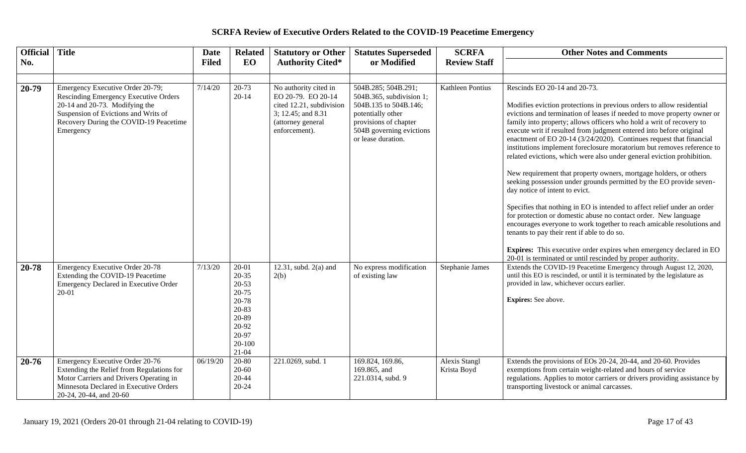# SCRFA Review of Executive Orders Related to the COVID-19 Peacetime Emergency

| Official No. | Title | Date Filed | Related EO | Statutory or Other Authority Cited* | Statutes Superseded or Modified | SCRFA Review Staff | Other Notes and Comments |
|---|---|---|---|---|---|---|---|
| **20-79** | Emergency Executive Order 20-79; Rescinding Emergency Executive Orders 20-14 and 20-73. Modifying the Suspension of Evictions and Writs of Recovery During the COVID-19 Peacetime Emergency | 7/14/20 | 20-73<br>20-14 | No authority cited in EO 20-79. EO 20-14 cited 12.21, subdivision 3; 12.45; and 8.31 (attorney general enforcement). | 504B.285; 504B.291; 504B.365, subdivision 1; 504B.135 to 504B.146; potentially other provisions of chapter 504B governing evictions or lease duration. | Kathleen Pontius | Rescinds EO 20-14 and 20-73.<br><br>Modifies eviction protections in previous orders to allow residential evictions and termination of leases if needed to move property owner or family into property; allows officers who hold a writ of recovery to execute writ if resulted from judgment entered into before original enactment of EO 20-14 (3/24/2020). Continues request that financial institutions implement foreclosure moratorium but removes reference to related evictions, which were also under general eviction prohibition.<br><br>New requirement that property owners, mortgage holders, or others seeking possession under grounds permitted by the EO provide seven-day notice of intent to evict.<br><br>Specifies that nothing in EO is intended to affect relief under an order for protection or domestic abuse no contact order. New language encourages everyone to work together to reach amicable resolutions and tenants to pay their rent if able to do so.<br><br>**Expires:** This executive order expires when emergency declared in EO 20-01 is terminated or until rescinded by proper authority. |
| **20-78** | Emergency Executive Order 20-78 Extending the COVID-19 Peacetime Emergency Declared in Executive Order 20-01 | 7/13/20 | 20-01<br>20-35<br>20-53<br>20-75<br>20-78<br>20-83<br>20-89<br>20-92<br>20-97<br>20-100<br>21-04 | 12.31, subd. 2(a) and 2(b) | No express modification of existing law | Stephanie James | Extends the COVID-19 Peacetime Emergency through August 12, 2020, until this EO is rescinded, or until it is terminated by the legislature as provided in law, whichever occurs earlier.<br><br>**Expires:** See above. |
| **20-76** | Emergency Executive Order 20-76 Extending the Relief from Regulations for Motor Carriers and Drivers Operating in Minnesota Declared in Executive Orders 20-24, 20-44, and 20-60 | 06/19/20 | 20-80<br>20-60<br>20-44<br>20-24 | 221.0269, subd. 1 | 169.824, 169.86, 169.865, and 221.0314, subd. 9 | Alexis Stangl<br>Krista Boyd | Extends the provisions of EOs 20-24, 20-44, and 20-60. Provides exemptions from certain weight-related and hours of service regulations. Applies to motor carriers or drivers providing assistance by transporting livestock or animal carcasses. |

January 19, 2021 (Orders 20-01 through 21-04 relating to COVID-19)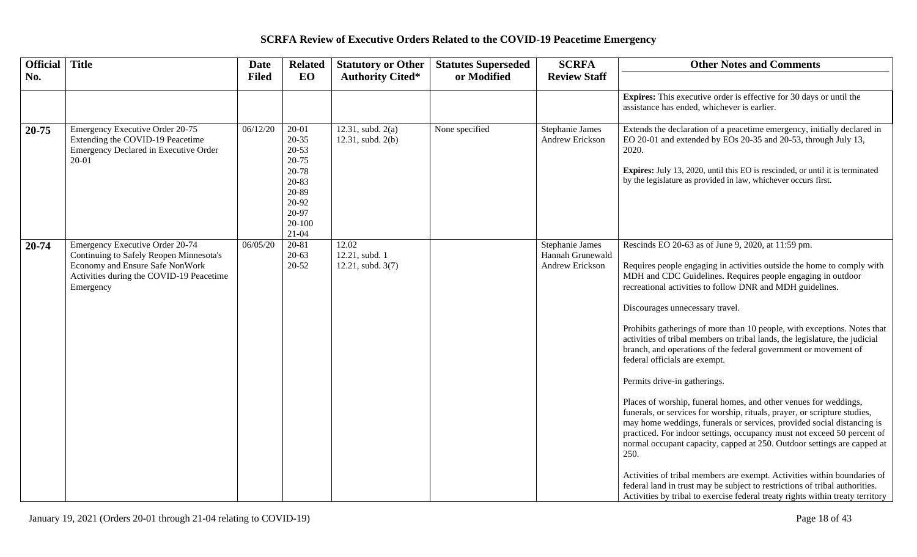# SCRFA Review of Executive Orders Related to the COVID-19 Peacetime Emergency

| Official No. | Title | Date Filed | Related EO | Statutory or Other Authority Cited* | Statutes Superseded or Modified | SCRFA Review Staff | Other Notes and Comments |
|---|---|---|---|---|---|---|---|
| | | | | | | | **Expires:** This executive order is effective for 30 days or until the assistance has ended, whichever is earlier. |
| **20-75** | Emergency Executive Order 20-75 Extending the COVID-19 Peacetime Emergency Declared in Executive Order 20-01 | 06/12/20 | 20-01<br>20-35<br>20-53<br>20-75<br>20-78<br>20-83<br>20-89<br>20-92<br>20-97<br>20-100<br>21-04 | 12.31, subd. 2(a)<br>12.31, subd. 2(b) | None specified | Stephanie James<br>Andrew Erickson | Extends the declaration of a peacetime emergency, initially declared in EO 20-01 and extended by EOs 20-35 and 20-53, through July 13, 2020.<br><br>**Expires:** July 13, 2020, until this EO is rescinded, or until it is terminated by the legislature as provided in law, whichever occurs first. |
| **20-74** | Emergency Executive Order 20-74 Continuing to Safely Reopen Minnesota's Economy and Ensure Safe NonWork Activities during the COVID-19 Peacetime Emergency | 06/05/20 | 20-81<br>20-63<br>20-52 | 12.02<br>12.21, subd. 1<br>12.21, subd. 3(7) | | Stephanie James<br>Hannah Grunewald<br>Andrew Erickson | Rescinds EO 20-63 as of June 9, 2020, at 11:59 pm.<br><br>Requires people engaging in activities outside the home to comply with MDH and CDC Guidelines. Requires people engaging in outdoor recreational activities to follow DNR and MDH guidelines.<br><br>Discourages unnecessary travel.<br><br>Prohibits gatherings of more than 10 people, with exceptions. Notes that activities of tribal members on tribal lands, the legislature, the judicial branch, and operations of the federal government or movement of federal officials are exempt.<br><br>Permits drive-in gatherings.<br><br>Places of worship, funeral homes, and other venues for weddings, funerals, or services for worship, rituals, prayer, or scripture studies, may home weddings, funerals or services, provided social distancing is practiced. For indoor settings, occupancy must not exceed 50 percent of normal occupant capacity, capped at 250. Outdoor settings are capped at 250.<br><br>Activities of tribal members are exempt. Activities within boundaries of federal land in trust may be subject to restrictions of tribal authorities. Activities by tribal to exercise federal treaty rights within treaty territory |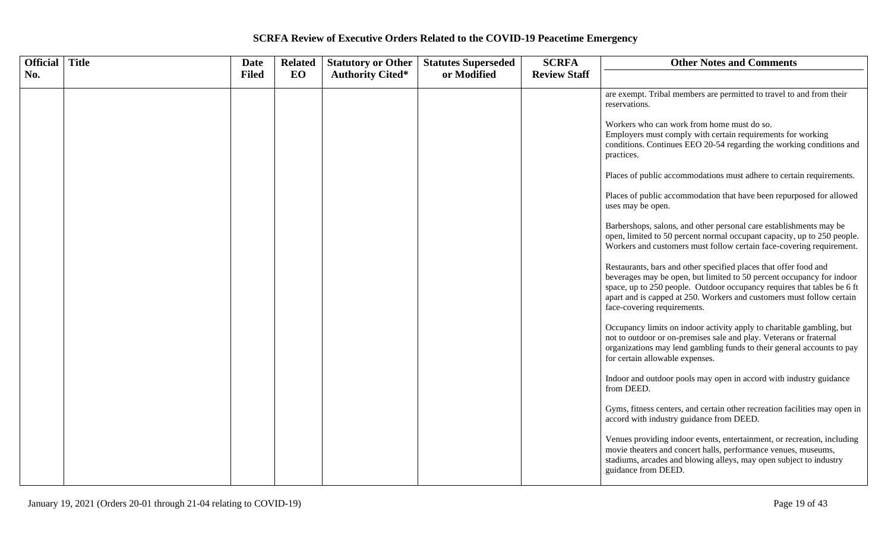# SCRFA Review of Executive Orders Related to the COVID-19 Peacetime Emergency

| Official No. | Title | Date Filed | Related EO | Statutory or Other Authority Cited* | Statutes Superseded or Modified | SCRFA Review Staff | Other Notes and Comments |
|---|---|---|---|---|---|---|---|
| | | | | | | | are exempt. Tribal members are permitted to travel to and from their reservations.<br><br>Workers who can work from home must do so.<br>Employers must comply with certain requirements for working conditions. Continues EEO 20-54 regarding the working conditions and practices.<br><br>Places of public accommodations must adhere to certain requirements.<br><br>Places of public accommodation that have been repurposed for allowed uses may be open.<br><br>Barbershops, salons, and other personal care establishments may be open, limited to 50 percent normal occupant capacity, up to 250 people. Workers and customers must follow certain face-covering requirement.<br><br>Restaurants, bars and other specified places that offer food and beverages may be open, but limited to 50 percent occupancy for indoor space, up to 250 people. Outdoor occupancy requires that tables be 6 ft apart and is capped at 250. Workers and customers must follow certain face-covering requirements.<br><br>Occupancy limits on indoor activity apply to charitable gambling, but not to outdoor or on-premises sale and play. Veterans or fraternal organizations may lend gambling funds to their general accounts to pay for certain allowable expenses.<br><br>Indoor and outdoor pools may open in accord with industry guidance from DEED.<br><br>Gyms, fitness centers, and certain other recreation facilities may open in accord with industry guidance from DEED.<br><br>Venues providing indoor events, entertainment, or recreation, including movie theaters and concert halls, performance venues, museums, stadiums, arcades and blowing alleys, may open subject to industry guidance from DEED. |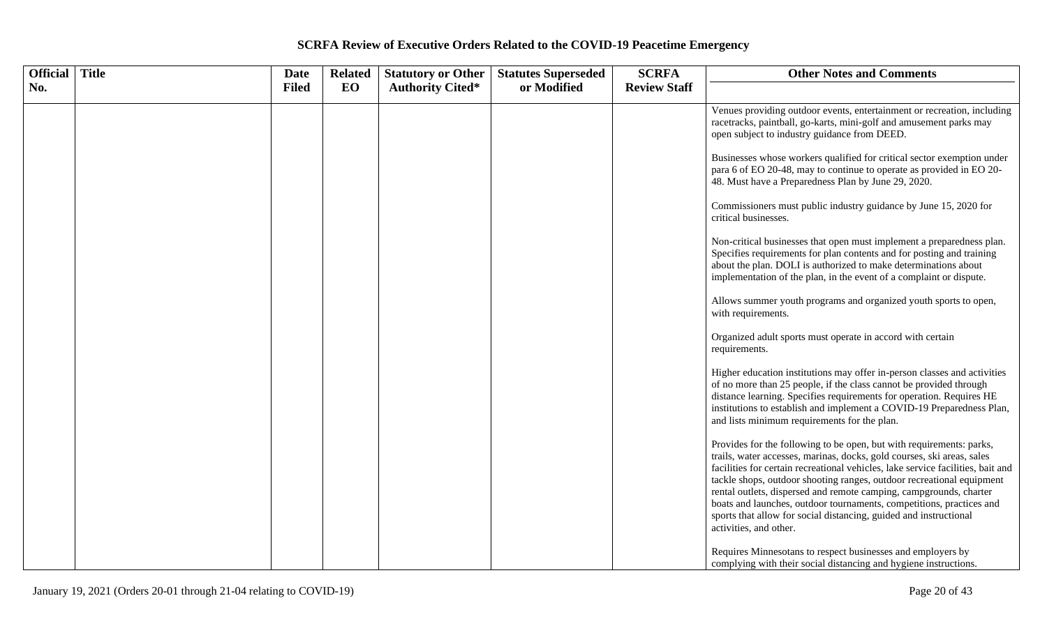# SCRFA Review of Executive Orders Related to the COVID-19 Peacetime Emergency

| Official No. | Title | Date Filed | Related EO | Statutory or Other Authority Cited* | Statutes Superseded or Modified | SCRFA Review Staff | Other Notes and Comments |
|---|---|---|---|---|---|---|---|
| | | | | | | | Venues providing outdoor events, entertainment or recreation, including racetracks, paintball, go-karts, mini-golf and amusement parks may open subject to industry guidance from DEED.<br><br>Businesses whose workers qualified for critical sector exemption under para 6 of EO 20-48, may to continue to operate as provided in EO 20-48. Must have a Preparedness Plan by June 29, 2020.<br><br>Commissioners must public industry guidance by June 15, 2020 for critical businesses.<br><br>Non-critical businesses that open must implement a preparedness plan. Specifies requirements for plan contents and for posting and training about the plan. DOLI is authorized to make determinations about implementation of the plan, in the event of a complaint or dispute.<br><br>Allows summer youth programs and organized youth sports to open, with requirements.<br><br>Organized adult sports must operate in accord with certain requirements.<br><br>Higher education institutions may offer in-person classes and activities of no more than 25 people, if the class cannot be provided through distance learning. Specifies requirements for operation. Requires HE institutions to establish and implement a COVID-19 Preparedness Plan, and lists minimum requirements for the plan.<br><br>Provides for the following to be open, but with requirements: parks, trails, water accesses, marinas, docks, gold courses, ski areas, sales facilities for certain recreational vehicles, lake service facilities, bait and tackle shops, outdoor shooting ranges, outdoor recreational equipment rental outlets, dispersed and remote camping, campgrounds, charter boats and launches, outdoor tournaments, competitions, practices and sports that allow for social distancing, guided and instructional activities, and other.<br><br>Requires Minnesotans to respect businesses and employers by complying with their social distancing and hygiene instructions. |

January 19, 2021 (Orders 20-01 through 21-04 relating to COVID-19)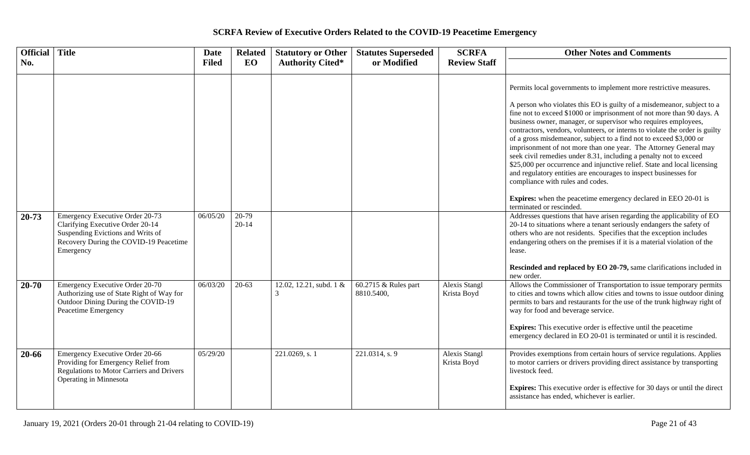# SCRFA Review of Executive Orders Related to the COVID-19 Peacetime Emergency

| Official No. | Title | Date Filed | Related EO | Statutory or Other Authority Cited* | Statutes Superseded or Modified | SCRFA Review Staff | Other Notes and Comments |
|---|---|---|---|---|---|---|---|
| | | | | | | | Permits local governments to implement more restrictive measures.<br><br>A person who violates this EO is guilty of a misdemeanor, subject to a fine not to exceed $1000 or imprisonment of not more than 90 days. A business owner, manager, or supervisor who requires employees, contractors, vendors, volunteers, or interns to violate the order is guilty of a gross misdemeanor, subject to a find not to exceed $3,000 or imprisonment of not more than one year. The Attorney General may seek civil remedies under 8.31, including a penalty not to exceed $25,000 per occurrence and injunctive relief. State and local licensing and regulatory entities are encourages to inspect businesses for compliance with rules and codes.<br><br>**Expires:** when the peacetime emergency declared in EEO 20-01 is terminated or rescinded. |
| **20-73** | Emergency Executive Order 20-73 Clarifying Executive Order 20-14 Suspending Evictions and Writs of Recovery During the COVID-19 Peacetime Emergency | 06/05/20 | 20-79<br>20-14 | | | | Addresses questions that have arisen regarding the applicability of EO 20-14 to situations where a tenant seriously endangers the safety of others who are not residents. Specifies that the exception includes endangering others on the premises if it is a material violation of the lease.<br><br>**Rescinded and replaced by EO 20-79,** same clarifications included in new order. |
| **20-70** | Emergency Executive Order 20-70 Authorizing use of State Right of Way for Outdoor Dining During the COVID-19 Peacetime Emergency | 06/03/20 | 20-63 | 12.02, 12.21, subd. 1 & 3 | 60.2715 & Rules part 8810.5400, | Alexis Stangl<br>Krista Boyd | Allows the Commissioner of Transportation to issue temporary permits to cities and towns which allow cities and towns to issue outdoor dining permits to bars and restaurants for the use of the trunk highway right of way for food and beverage service.<br><br>**Expires:** This executive order is effective until the peacetime emergency declared in EO 20-01 is terminated or until it is rescinded. |
| **20-66** | Emergency Executive Order 20-66 Providing for Emergency Relief from Regulations to Motor Carriers and Drivers Operating in Minnesota | 05/29/20 | | 221.0269, s. 1 | 221.0314, s. 9 | Alexis Stangl<br>Krista Boyd | Provides exemptions from certain hours of service regulations. Applies to motor carriers or drivers providing direct assistance by transporting livestock feed.<br><br>**Expires:** This executive order is effective for 30 days or until the direct assistance has ended, whichever is earlier. |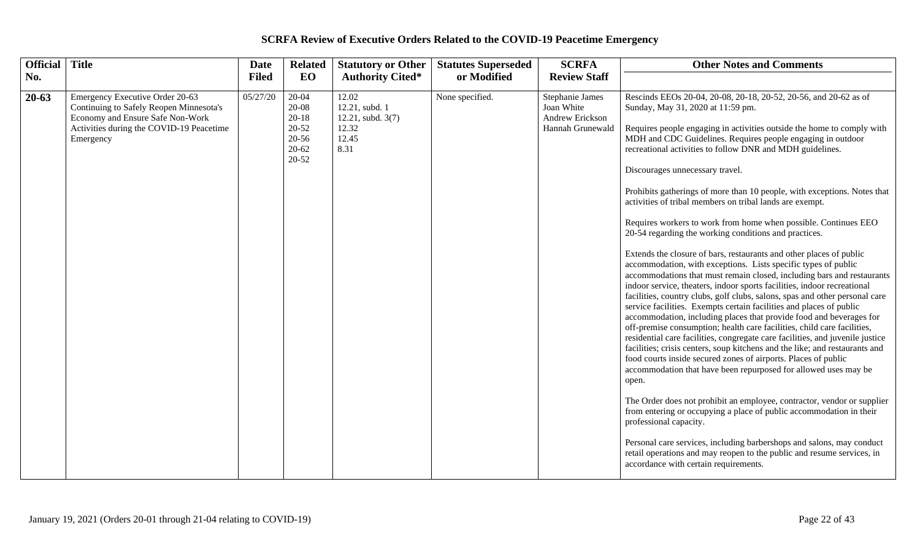# SCRFA Review of Executive Orders Related to the COVID-19 Peacetime Emergency

| Official No. | Title | Date Filed | Related EO | Statutory or Other Authority Cited* | Statutes Superseded or Modified | SCRFA Review Staff | Other Notes and Comments |
|---|---|---|---|---|---|---|---|
| **20-63** | Emergency Executive Order 20-63 Continuing to Safely Reopen Minnesota's Economy and Ensure Safe Non-Work Activities during the COVID-19 Peacetime Emergency | 05/27/20 | 20-04<br>20-08<br>20-18<br>20-52<br>20-56<br>20-62<br>20-52 | 12.02<br>12.21, subd. 1<br>12.21, subd. 3(7)<br>12.32<br>12.45<br>8.31 | None specified. | Stephanie James<br>Joan White<br>Andrew Erickson<br>Hannah Grunewald | Rescinds EEOs 20-04, 20-08, 20-18, 20-52, 20-56, and 20-62 as of Sunday, May 31, 2020 at 11:59 pm.<br><br>Requires people engaging in activities outside the home to comply with MDH and CDC Guidelines. Requires people engaging in outdoor recreational activities to follow DNR and MDH guidelines.<br><br>Discourages unnecessary travel.<br><br>Prohibits gatherings of more than 10 people, with exceptions. Notes that activities of tribal members on tribal lands are exempt.<br><br>Requires workers to work from home when possible. Continues EEO 20-54 regarding the working conditions and practices.<br><br>Extends the closure of bars, restaurants and other places of public accommodation, with exceptions. Lists specific types of public accommodations that must remain closed, including bars and restaurants indoor service, theaters, indoor sports facilities, indoor recreational facilities, country clubs, golf clubs, salons, spas and other personal care service facilities. Exempts certain facilities and places of public accommodation, including places that provide food and beverages for off-premise consumption; health care facilities, child care facilities, residential care facilities, congregate care facilities, and juvenile justice facilities; crisis centers, soup kitchens and the like; and restaurants and food courts inside secured zones of airports. Places of public accommodation that have been repurposed for allowed uses may be open.<br><br>The Order does not prohibit an employee, contractor, vendor or supplier from entering or occupying a place of public accommodation in their professional capacity.<br><br>Personal care services, including barbershops and salons, may conduct retail operations and may reopen to the public and resume services, in accordance with certain requirements. |

January 19, 2021 (Orders 20-01 through 21-04 relating to COVID-19)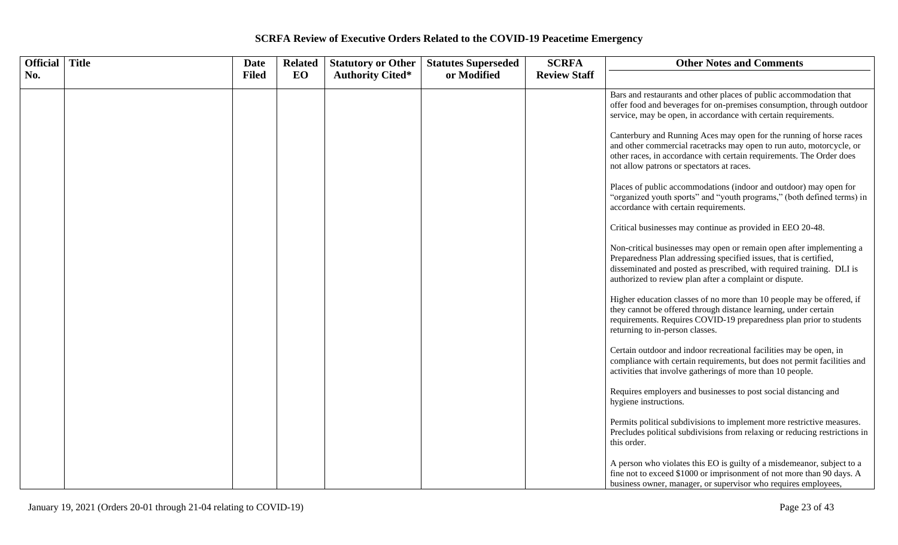# SCRFA Review of Executive Orders Related to the COVID-19 Peacetime Emergency

| Official No. | Title | Date Filed | Related EO | Statutory or Other Authority Cited* | Statutes Superseded or Modified | SCRFA Review Staff | Other Notes and Comments |
|---|---|---|---|---|---|---|---|
| | | | | | | | Bars and restaurants and other places of public accommodation that offer food and beverages for on-premises consumption, through outdoor service, may be open, in accordance with certain requirements.<br><br>Canterbury and Running Aces may open for the running of horse races and other commercial racetracks may open to run auto, motorcycle, or other races, in accordance with certain requirements. The Order does not allow patrons or spectators at races.<br><br>Places of public accommodations (indoor and outdoor) may open for "organized youth sports" and "youth programs," (both defined terms) in accordance with certain requirements.<br><br>Critical businesses may continue as provided in EEO 20-48.<br><br>Non-critical businesses may open or remain open after implementing a Preparedness Plan addressing specified issues, that is certified, disseminated and posted as prescribed, with required training. DLI is authorized to review plan after a complaint or dispute.<br><br>Higher education classes of no more than 10 people may be offered, if they cannot be offered through distance learning, under certain requirements. Requires COVID-19 preparedness plan prior to students returning to in-person classes.<br><br>Certain outdoor and indoor recreational facilities may be open, in compliance with certain requirements, but does not permit facilities and activities that involve gatherings of more than 10 people.<br><br>Requires employers and businesses to post social distancing and hygiene instructions.<br><br>Permits political subdivisions to implement more restrictive measures. Precludes political subdivisions from relaxing or reducing restrictions in this order.<br><br>A person who violates this EO is guilty of a misdemeanor, subject to a fine not to exceed $1000 or imprisonment of not more than 90 days. A business owner, manager, or supervisor who requires employees, |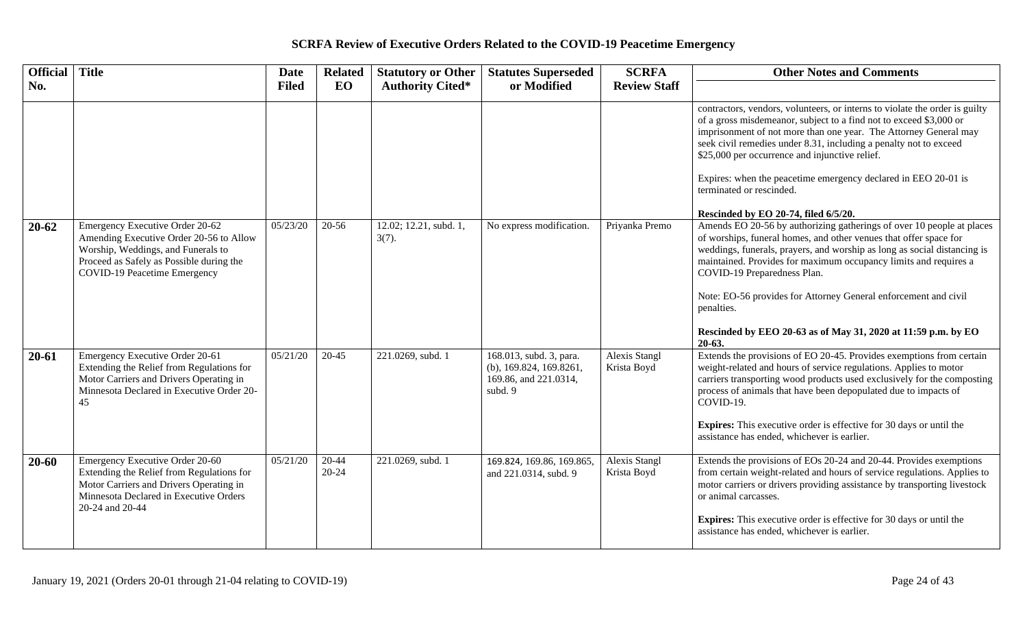# SCRFA Review of Executive Orders Related to the COVID-19 Peacetime Emergency

| Official No. | Title | Date Filed | Related EO | Statutory or Other Authority Cited* | Statutes Superseded or Modified | SCRFA Review Staff | Other Notes and Comments |
|---|---|---|---|---|---|---|---|
| | | | | | | | contractors, vendors, volunteers, or interns to violate the order is guilty of a gross misdemeanor, subject to a find not to exceed $3,000 or imprisonment of not more than one year. The Attorney General may seek civil remedies under 8.31, including a penalty not to exceed $25,000 per occurrence and injunctive relief.<br><br>Expires: when the peacetime emergency declared in EEO 20-01 is terminated or rescinded.<br><br>**Rescinded by EO 20-74, filed 6/5/20.** |
| **20-62** | Emergency Executive Order 20-62 Amending Executive Order 20-56 to Allow Worship, Weddings, and Funerals to Proceed as Safely as Possible during the COVID-19 Peacetime Emergency | 05/23/20 | 20-56 | 12.02; 12.21, subd. 1, 3(7). | No express modification. | Priyanka Premo | Amends EO 20-56 by authorizing gatherings of over 10 people at places of worships, funeral homes, and other venues that offer space for weddings, funerals, prayers, and worship as long as social distancing is maintained. Provides for maximum occupancy limits and requires a COVID-19 Preparedness Plan.<br><br>Note: EO-56 provides for Attorney General enforcement and civil penalties.<br><br>**Rescinded by EEO 20-63 as of May 31, 2020 at 11:59 p.m. by EO 20-63.** |
| **20-61** | Emergency Executive Order 20-61 Extending the Relief from Regulations for Motor Carriers and Drivers Operating in Minnesota Declared in Executive Order 20-45 | 05/21/20 | 20-45 | 221.0269, subd. 1 | 168.013, subd. 3, para. (b), 169.824, 169.8261, 169.86, and 221.0314, subd. 9 | Alexis Stangl<br>Krista Boyd | Extends the provisions of EO 20-45. Provides exemptions from certain weight-related and hours of service regulations. Applies to motor carriers transporting wood products used exclusively for the composting process of animals that have been depopulated due to impacts of COVID-19.<br><br>**Expires:** This executive order is effective for 30 days or until the assistance has ended, whichever is earlier. |
| **20-60** | Emergency Executive Order 20-60 Extending the Relief from Regulations for Motor Carriers and Drivers Operating in Minnesota Declared in Executive Orders 20-24 and 20-44 | 05/21/20 | 20-44<br>20-24 | 221.0269, subd. 1 | 169.824, 169.86, 169.865, and 221.0314, subd. 9 | Alexis Stangl<br>Krista Boyd | Extends the provisions of EOs 20-24 and 20-44. Provides exemptions from certain weight-related and hours of service regulations. Applies to motor carriers or drivers providing assistance by transporting livestock or animal carcasses.<br><br>**Expires:** This executive order is effective for 30 days or until the assistance has ended, whichever is earlier. |

January 19, 2021 (Orders 20-01 through 21-04 relating to COVID-19)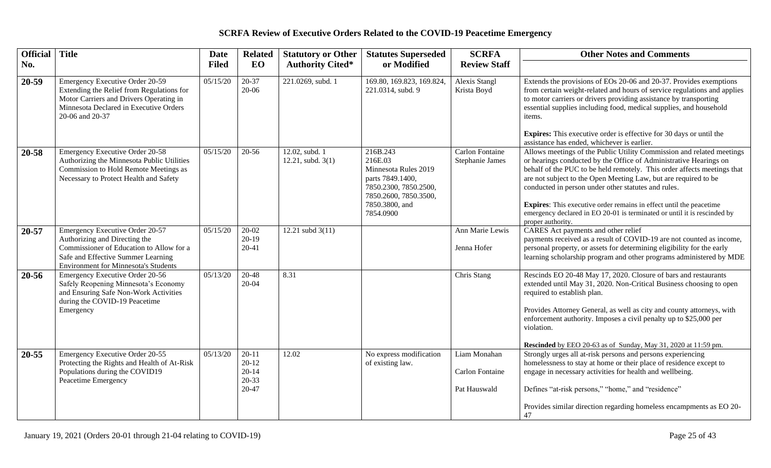# SCRFA Review of Executive Orders Related to the COVID-19 Peacetime Emergency

| Official No. | Title | Date Filed | Related EO | Statutory or Other Authority Cited* | Statutes Superseded or Modified | SCRFA Review Staff | Other Notes and Comments |
|---|---|---|---|---|---|---|---|
| **20-59** | Emergency Executive Order 20-59 Extending the Relief from Regulations for Motor Carriers and Drivers Operating in Minnesota Declared in Executive Orders 20-06 and 20-37 | 05/15/20 | 20-37<br>20-06 | 221.0269, subd. 1 | 169.80, 169.823, 169.824, 221.0314, subd. 9 | Alexis Stangl<br>Krista Boyd | Extends the provisions of EOs 20-06 and 20-37. Provides exemptions from certain weight-related and hours of service regulations and applies to motor carriers or drivers providing assistance by transporting essential supplies including food, medical supplies, and household items.<br><br>**Expires:** This executive order is effective for 30 days or until the assistance has ended, whichever is earlier. |
| **20-58** | Emergency Executive Order 20-58 Authorizing the Minnesota Public Utilities Commission to Hold Remote Meetings as Necessary to Protect Health and Safety | 05/15/20 | 20-56 | 12.02, subd. 1<br>12.21, subd. 3(1) | 216B.243<br>216E.03<br>Minnesota Rules 2019 parts 7849.1400, 7850.2300, 7850.2500, 7850.2600, 7850.3500, 7850.3800, and 7854.0900 | Carlon Fontaine<br>Stephanie James | Allows meetings of the Public Utility Commission and related meetings or hearings conducted by the Office of Administrative Hearings on behalf of the PUC to be held remotely. This order affects meetings that are not subject to the Open Meeting Law, but are required to be conducted in person under other statutes and rules.<br><br>**Expires**: This executive order remains in effect until the peacetime emergency declared in EO 20-01 is terminated or until it is rescinded by proper authority. |
| **20-57** | Emergency Executive Order 20-57 Authorizing and Directing the Commissioner of Education to Allow for a Safe and Effective Summer Learning Environment for Minnesota's Students | 05/15/20 | 20-02<br>20-19<br>20-41 | 12.21 subd 3(11) | | Ann Marie Lewis<br><br>Jenna Hofer | CARES Act payments and other relief payments received as a result of COVID-19 are not counted as income, personal property, or assets for determining eligibility for the early learning scholarship program and other programs administered by MDE |
| **20-56** | Emergency Executive Order 20-56 Safely Reopening Minnesota's Economy and Ensuring Safe Non-Work Activities during the COVID-19 Peacetime Emergency | 05/13/20 | 20-48<br>20-04 | 8.31 | | Chris Stang | Rescinds EO 20-48 May 17, 2020. Closure of bars and restaurants extended until May 31, 2020. Non-Critical Business choosing to open required to establish plan.<br><br>Provides Attorney General, as well as city and county attorneys, with enforcement authority. Imposes a civil penalty up to $25,000 per violation.<br><br>**Rescinded** by EEO 20-63 as of Sunday, May 31, 2020 at 11:59 pm. |
| **20-55** | Emergency Executive Order 20-55 Protecting the Rights and Health of At-Risk Populations during the COVID19 Peacetime Emergency | 05/13/20 | 20-11<br>20-12<br>20-14<br>20-33<br>20-47 | 12.02 | No express modification of existing law. | Liam Monahan<br><br>Carlon Fontaine<br><br>Pat Hauswald | Strongly urges all at-risk persons and persons experiencing homelessness to stay at home or their place of residence except to engage in necessary activities for health and wellbeing.<br><br>Defines "at-risk persons," "home," and "residence"<br><br>Provides similar direction regarding homeless encampments as EO 20-47 |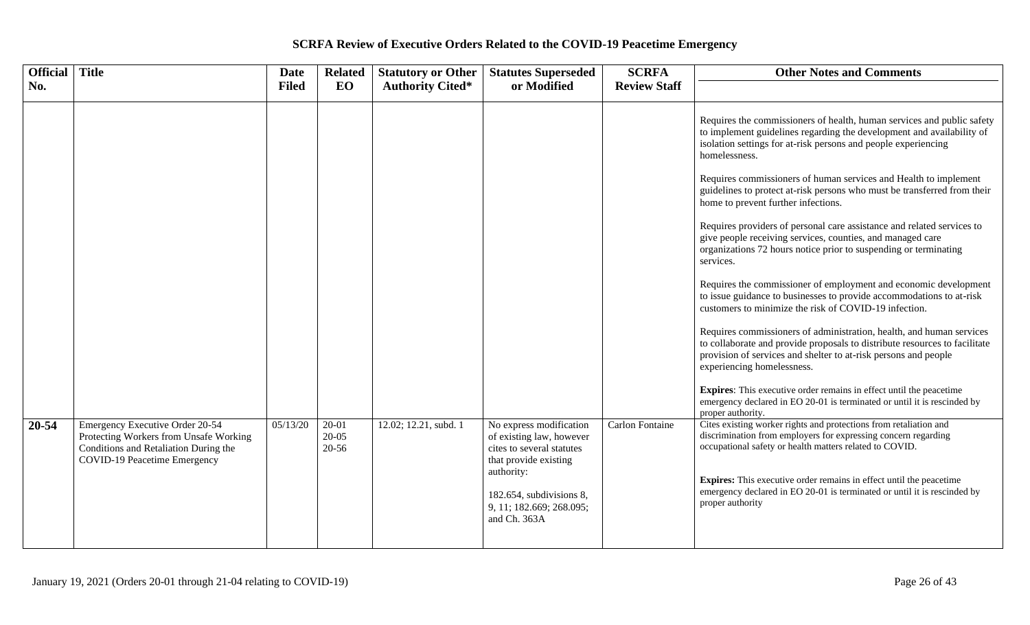# SCRFA Review of Executive Orders Related to the COVID-19 Peacetime Emergency

| Official No. | Title | Date Filed | Related EO | Statutory or Other Authority Cited* | Statutes Superseded or Modified | SCRFA Review Staff | Other Notes and Comments |
|---|---|---|---|---|---|---|---|
| | | | | | | | Requires the commissioners of health, human services and public safety to implement guidelines regarding the development and availability of isolation settings for at-risk persons and people experiencing homelessness.<br><br>Requires commissioners of human services and Health to implement guidelines to protect at-risk persons who must be transferred from their home to prevent further infections.<br><br>Requires providers of personal care assistance and related services to give people receiving services, counties, and managed care organizations 72 hours notice prior to suspending or terminating services.<br><br>Requires the commissioner of employment and economic development to issue guidance to businesses to provide accommodations to at-risk customers to minimize the risk of COVID-19 infection.<br><br>Requires commissioners of administration, health, and human services to collaborate and provide proposals to distribute resources to facilitate provision of services and shelter to at-risk persons and people experiencing homelessness.<br><br>**Expires**: This executive order remains in effect until the peacetime emergency declared in EO 20-01 is terminated or until it is rescinded by proper authority. |
| **20-54** | Emergency Executive Order 20-54 Protecting Workers from Unsafe Working Conditions and Retaliation During the COVID-19 Peacetime Emergency | 05/13/20 | 20-01<br>20-05<br>20-56 | 12.02; 12.21, subd. 1 | No express modification of existing law, however cites to several statutes that provide existing authority:<br><br>182.654, subdivisions 8, 9, 11; 182.669; 268.095; and Ch. 363A | Carlon Fontaine | Cites existing worker rights and protections from retaliation and discrimination from employers for expressing concern regarding occupational safety or health matters related to COVID.<br><br>**Expires:** This executive order remains in effect until the peacetime emergency declared in EO 20-01 is terminated or until it is rescinded by proper authority |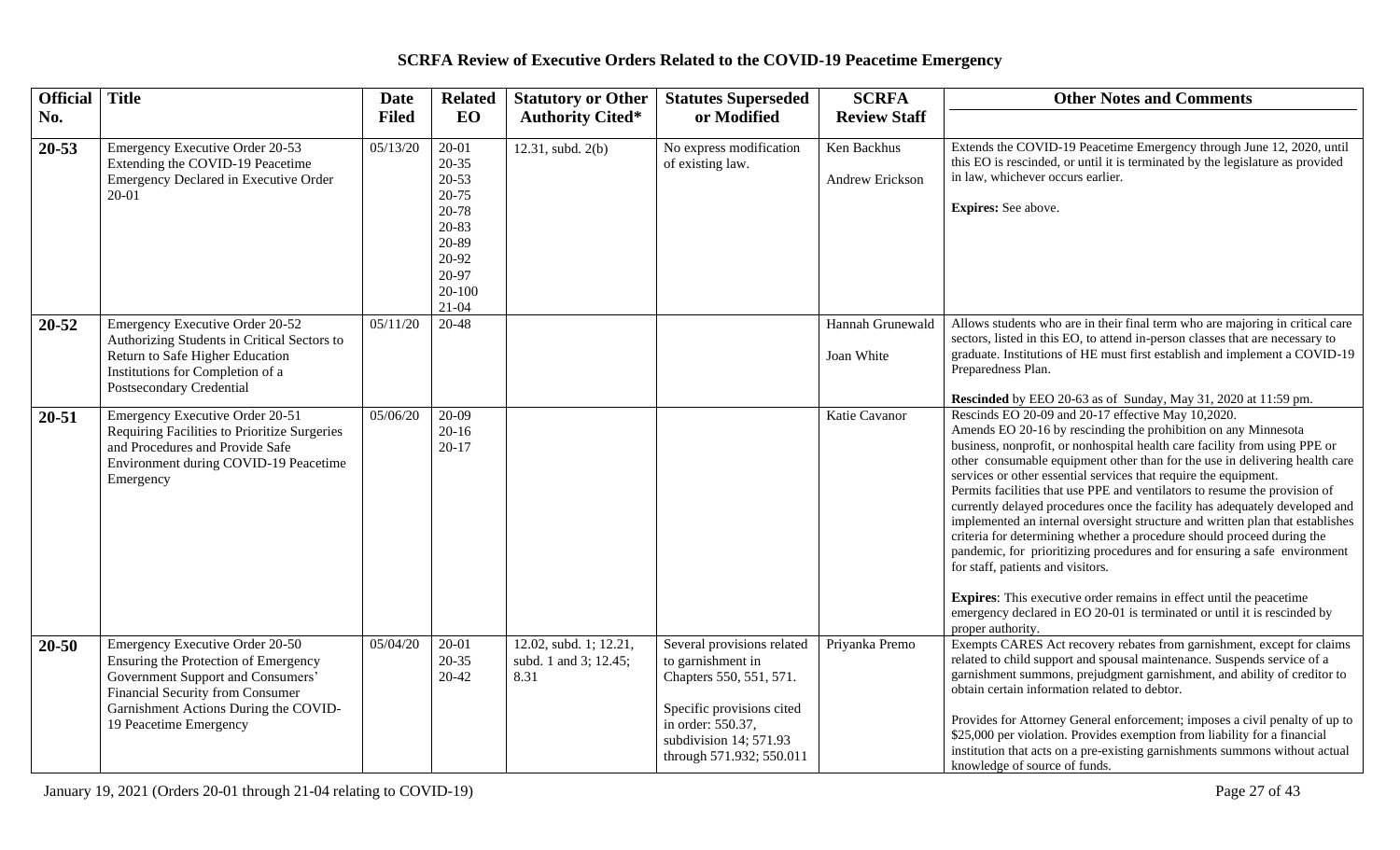## SCRFA Review of Executive Orders Related to the COVID-19 Peacetime Emergency

| Official No. | Title | Date Filed | Related EO | Statutory or Other Authority Cited* | Statutes Superseded or Modified | SCRFA Review Staff | Other Notes and Comments |
|---|---|---|---|---|---|---|---|
| **20-53** | Emergency Executive Order 20-53 Extending the COVID-19 Peacetime Emergency Declared in Executive Order 20-01 | 05/13/20 | 20-01<br>20-35<br>20-53<br>20-75<br>20-78<br>20-83<br>20-89<br>20-92<br>20-97<br>20-100<br>21-04 | 12.31, subd. 2(b) | No express modification of existing law. | Ken Backhus<br><br>Andrew Erickson | Extends the COVID-19 Peacetime Emergency through June 12, 2020, until this EO is rescinded, or until it is terminated by the legislature as provided in law, whichever occurs earlier.<br><br>**Expires:** See above. |
| **20-52** | Emergency Executive Order 20-52 Authorizing Students in Critical Sectors to Return to Safe Higher Education Institutions for Completion of a Postsecondary Credential | 05/11/20 | 20-48 | | | Hannah Grunewald<br><br>Joan White | Allows students who are in their final term who are majoring in critical care sectors, listed in this EO, to attend in-person classes that are necessary to graduate. Institutions of HE must first establish and implement a COVID-19 Preparedness Plan.<br><br>**Rescinded** by EEO 20-63 as of Sunday, May 31, 2020 at 11:59 pm. |
| **20-51** | Emergency Executive Order 20-51 Requiring Facilities to Prioritize Surgeries and Procedures and Provide Safe Environment during COVID-19 Peacetime Emergency | 05/06/20 | 20-09<br>20-16<br>20-17 | | | Katie Cavanor | Rescinds EO 20-09 and 20-17 effective May 10,2020.<br>Amends EO 20-16 by rescinding the prohibition on any Minnesota business, nonprofit, or nonhospital health care facility from using PPE or other consumable equipment other than for the use in delivering health care services or other essential services that require the equipment.<br>Permits facilities that use PPE and ventilators to resume the provision of currently delayed procedures once the facility has adequately developed and implemented an internal oversight structure and written plan that establishes criteria for determining whether a procedure should proceed during the pandemic, for prioritizing procedures and for ensuring a safe environment for staff, patients and visitors.<br><br>**Expires**: This executive order remains in effect until the peacetime emergency declared in EO 20-01 is terminated or until it is rescinded by proper authority. |
| **20-50** | Emergency Executive Order 20-50 Ensuring the Protection of Emergency Government Support and Consumers' Financial Security from Consumer Garnishment Actions During the COVID-19 Peacetime Emergency | 05/04/20 | 20-01<br>20-35<br>20-42 | 12.02, subd. 1; 12.21, subd. 1 and 3; 12.45; 8.31 | Several provisions related to garnishment in Chapters 550, 551, 571.<br><br>Specific provisions cited in order: 550.37, subdivision 14; 571.93 through 571.932; 550.011 | Priyanka Premo | Exempts CARES Act recovery rebates from garnishment, except for claims related to child support and spousal maintenance. Suspends service of a garnishment summons, prejudgment garnishment, and ability of creditor to obtain certain information related to debtor.<br><br>Provides for Attorney General enforcement; imposes a civil penalty of up to $25,000 per violation. Provides exemption from liability for a financial institution that acts on a pre-existing garnishments summons without actual knowledge of source of funds. |

January 19, 2021 (Orders 20-01 through 21-04 relating to COVID-19)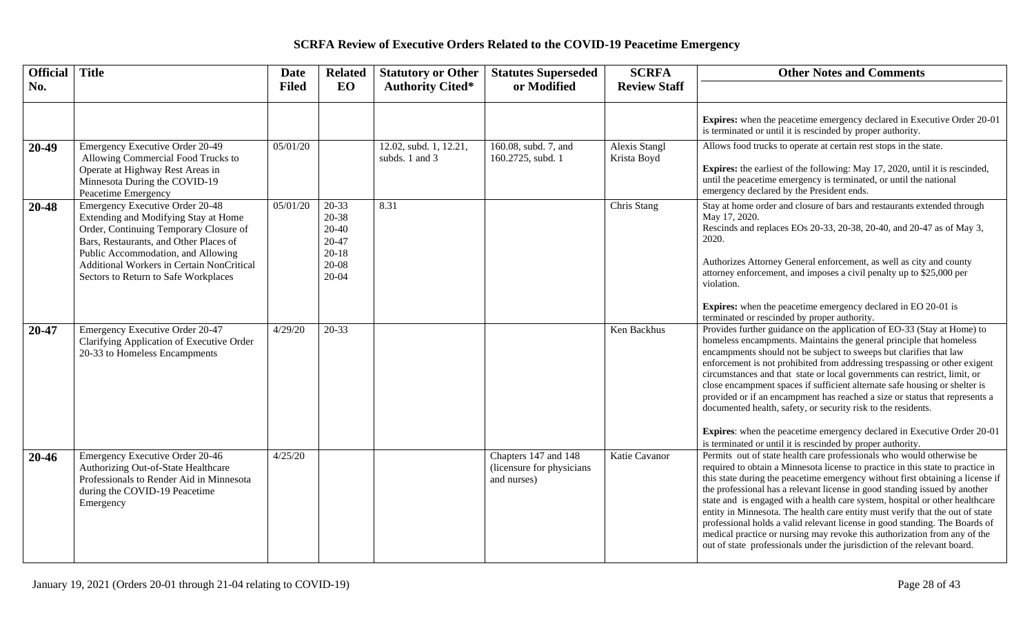# SCRFA Review of Executive Orders Related to the COVID-19 Peacetime Emergency

| Official No. | Title | Date Filed | Related EO | Statutory or Other Authority Cited* | Statutes Superseded or Modified | SCRFA Review Staff | Other Notes and Comments |
|---|---|---|---|---|---|---|---|
| | | | | | | | **Expires:** when the peacetime emergency declared in Executive Order 20-01 is terminated or until it is rescinded by proper authority. |
| **20-49** | Emergency Executive Order 20-49 Allowing Commercial Food Trucks to Operate at Highway Rest Areas in Minnesota During the COVID-19 Peacetime Emergency | 05/01/20 | | 12.02, subd. 1, 12.21, subds. 1 and 3 | 160.08, subd. 7, and 160.2725, subd. 1 | Alexis Stangl<br>Krista Boyd | Allows food trucks to operate at certain rest stops in the state.<br><br>**Expires:** the earliest of the following: May 17, 2020, until it is rescinded, until the peacetime emergency is terminated, or until the national emergency declared by the President ends. |
| **20-48** | Emergency Executive Order 20-48 Extending and Modifying Stay at Home Order, Continuing Temporary Closure of Bars, Restaurants, and Other Places of Public Accommodation, and Allowing Additional Workers in Certain NonCritical Sectors to Return to Safe Workplaces | 05/01/20 | 20-33<br>20-38<br>20-40<br>20-47<br>20-18<br>20-08<br>20-04 | 8.31 | | Chris Stang | Stay at home order and closure of bars and restaurants extended through May 17, 2020.<br>Rescinds and replaces EOs 20-33, 20-38, 20-40, and 20-47 as of May 3, 2020.<br><br>Authorizes Attorney General enforcement, as well as city and county attorney enforcement, and imposes a civil penalty up to $25,000 per violation.<br><br>**Expires:** when the peacetime emergency declared in EO 20-01 is terminated or rescinded by proper authority. |
| **20-47** | Emergency Executive Order 20-47 Clarifying Application of Executive Order 20-33 to Homeless Encampments | 4/29/20 | 20-33 | | | Ken Backhus | Provides further guidance on the application of EO-33 (Stay at Home) to homeless encampments. Maintains the general principle that homeless encampments should not be subject to sweeps but clarifies that law enforcement is not prohibited from addressing trespassing or other exigent circumstances and that state or local governments can restrict, limit, or close encampment spaces if sufficient alternate safe housing or shelter is provided or if an encampment has reached a size or status that represents a documented health, safety, or security risk to the residents.<br><br>**Expires**: when the peacetime emergency declared in Executive Order 20-01 is terminated or until it is rescinded by proper authority. |
| **20-46** | Emergency Executive Order 20-46 Authorizing Out-of-State Healthcare Professionals to Render Aid in Minnesota during the COVID-19 Peacetime Emergency | 4/25/20 | | | Chapters 147 and 148 (licensure for physicians and nurses) | Katie Cavanor | Permits out of state health care professionals who would otherwise be required to obtain a Minnesota license to practice in this state to practice in this state during the peacetime emergency without first obtaining a license if the professional has a relevant license in good standing issued by another state and is engaged with a health care system, hospital or other healthcare entity in Minnesota. The health care entity must verify that the out of state professional holds a valid relevant license in good standing. The Boards of medical practice or nursing may revoke this authorization from any of the out of state professionals under the jurisdiction of the relevant board. |

January 19, 2021 (Orders 20-01 through 21-04 relating to COVID-19)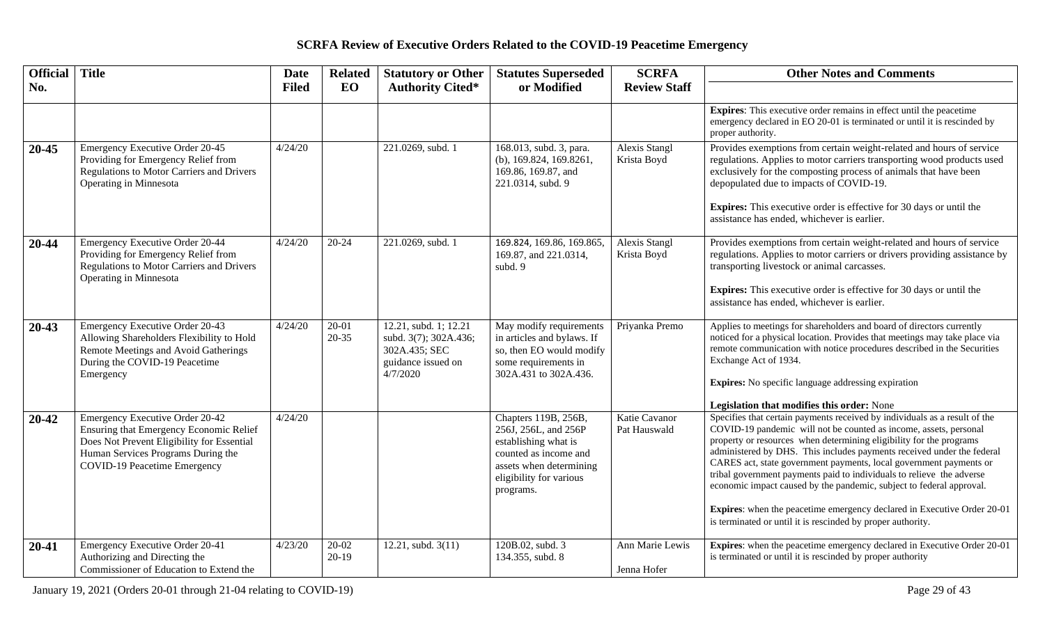## SCRFA Review of Executive Orders Related to the COVID-19 Peacetime Emergency

| Official No. | Title | Date Filed | Related EO | Statutory or Other Authority Cited* | Statutes Superseded or Modified | SCRFA Review Staff | Other Notes and Comments |
|---|---|---|---|---|---|---|---|
| | | | | | | | **Expires**: This executive order remains in effect until the peacetime emergency declared in EO 20-01 is terminated or until it is rescinded by proper authority. |
| **20-45** | Emergency Executive Order 20-45 Providing for Emergency Relief from Regulations to Motor Carriers and Drivers Operating in Minnesota | 4/24/20 | | 221.0269, subd. 1 | 168.013, subd. 3, para. (b), 169.824, 169.8261, 169.86, 169.87, and 221.0314, subd. 9 | Alexis Stangl Krista Boyd | Provides exemptions from certain weight-related and hours of service regulations. Applies to motor carriers transporting wood products used exclusively for the composting process of animals that have been depopulated due to impacts of COVID-19.<br><br>**Expires:** This executive order is effective for 30 days or until the assistance has ended, whichever is earlier. |
| **20-44** | Emergency Executive Order 20-44 Providing for Emergency Relief from Regulations to Motor Carriers and Drivers Operating in Minnesota | 4/24/20 | 20-24 | 221.0269, subd. 1 | 169.824, 169.86, 169.865, 169.87, and 221.0314, subd. 9 | Alexis Stangl Krista Boyd | Provides exemptions from certain weight-related and hours of service regulations. Applies to motor carriers or drivers providing assistance by transporting livestock or animal carcasses.<br><br>**Expires:** This executive order is effective for 30 days or until the assistance has ended, whichever is earlier. |
| **20-43** | Emergency Executive Order 20-43 Allowing Shareholders Flexibility to Hold Remote Meetings and Avoid Gatherings During the COVID-19 Peacetime Emergency | 4/24/20 | 20-01 20-35 | 12.21, subd. 1; 12.21 subd. 3(7); 302A.436; 302A.435; SEC guidance issued on 4/7/2020 | May modify requirements in articles and bylaws. If so, then EO would modify some requirements in 302A.431 to 302A.436. | Priyanka Premo | Applies to meetings for shareholders and board of directors currently noticed for a physical location. Provides that meetings may take place via remote communication with notice procedures described in the Securities Exchange Act of 1934.<br><br>**Expires:** No specific language addressing expiration<br><br>**Legislation that modifies this order:** None |
| **20-42** | Emergency Executive Order 20-42 Ensuring that Emergency Economic Relief Does Not Prevent Eligibility for Essential Human Services Programs During the COVID-19 Peacetime Emergency | 4/24/20 | | | Chapters 119B, 256B, 256J, 256L, and 256P establishing what is counted as income and assets when determining eligibility for various programs. | Katie Cavanor Pat Hauswald | Specifies that certain payments received by individuals as a result of the COVID-19 pandemic will not be counted as income, assets, personal property or resources when determining eligibility for the programs administered by DHS. This includes payments received under the federal CARES act, state government payments, local government payments or tribal government payments paid to individuals to relieve the adverse economic impact caused by the pandemic, subject to federal approval.<br><br>**Expires**: when the peacetime emergency declared in Executive Order 20-01 is terminated or until it is rescinded by proper authority. |
| **20-41** | Emergency Executive Order 20-41 Authorizing and Directing the Commissioner of Education to Extend the | 4/23/20 | 20-02 20-19 | 12.21, subd. 3(11) | 120B.02, subd. 3 134.355, subd. 8 | Ann Marie Lewis<br><br>Jenna Hofer | **Expires**: when the peacetime emergency declared in Executive Order 20-01 is terminated or until it is rescinded by proper authority |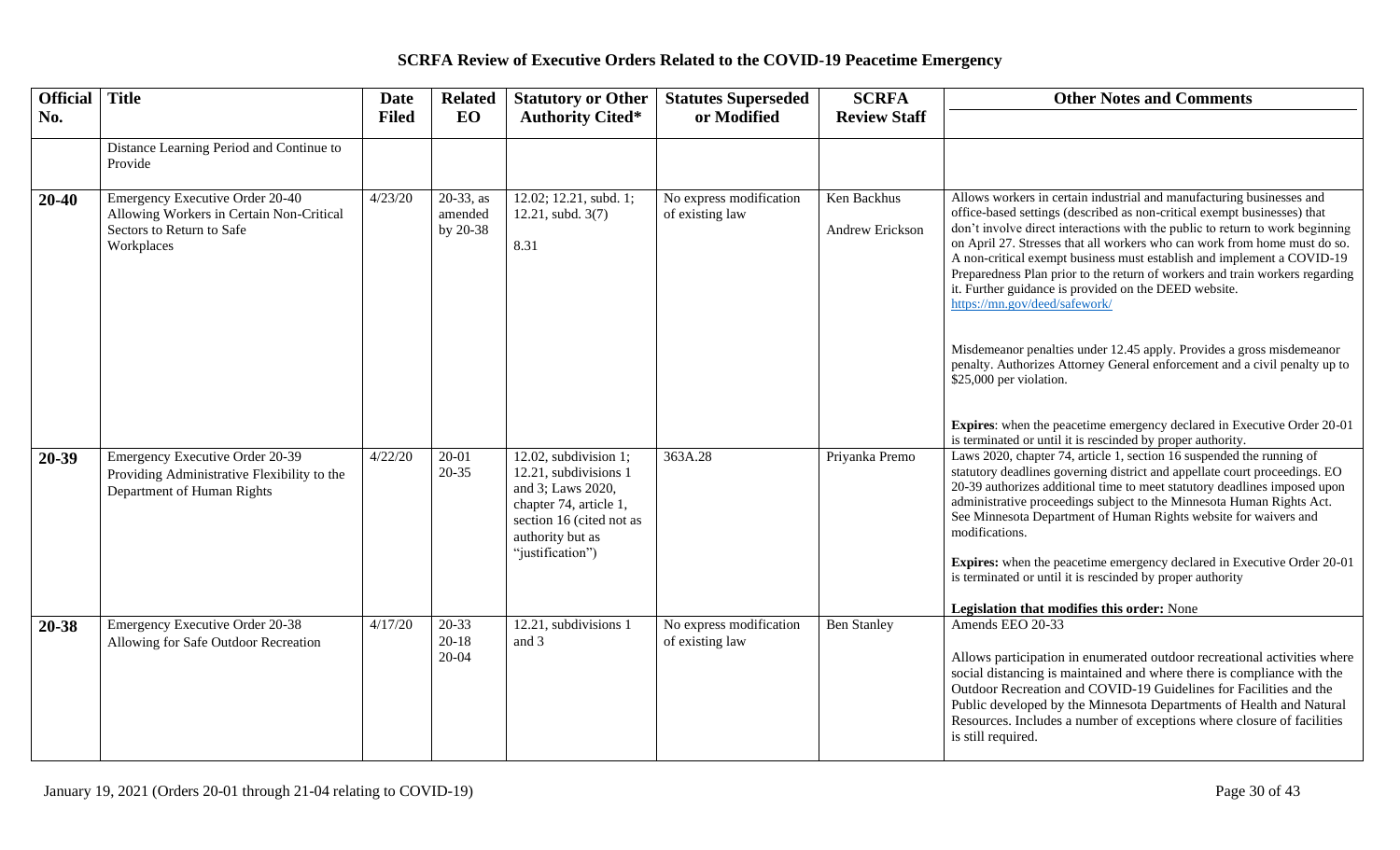# SCRFA Review of Executive Orders Related to the COVID-19 Peacetime Emergency

| Official No. | Title | Date Filed | Related EO | Statutory or Other Authority Cited* | Statutes Superseded or Modified | SCRFA Review Staff | Other Notes and Comments |
|---|---|---|---|---|---|---|---|
| | Distance Learning Period and Continue to Provide | | | | | | |
| **20-40** | Emergency Executive Order 20-40 Allowing Workers in Certain Non-Critical Sectors to Return to Safe Workplaces | 4/23/20 | 20-33, as amended by 20-38 | 12.02; 12.21, subd. 1; 12.21, subd. 3(7)<br><br>8.31 | No express modification of existing law | Ken Backhus<br><br>Andrew Erickson | Allows workers in certain industrial and manufacturing businesses and office-based settings (described as non-critical exempt businesses) that don't involve direct interactions with the public to return to work beginning on April 27. Stresses that all workers who can work from home must do so. A non-critical exempt business must establish and implement a COVID-19 Preparedness Plan prior to the return of workers and train workers regarding it. Further guidance is provided on the DEED website. https://mn.gov/deed/safework/<br><br>Misdemeanor penalties under 12.45 apply. Provides a gross misdemeanor penalty. Authorizes Attorney General enforcement and a civil penalty up to $25,000 per violation.<br><br>**Expires**: when the peacetime emergency declared in Executive Order 20-01 is terminated or until it is rescinded by proper authority. |
| **20-39** | Emergency Executive Order 20-39 Providing Administrative Flexibility to the Department of Human Rights | 4/22/20 | 20-01<br>20-35 | 12.02, subdivision 1; 12.21, subdivisions 1 and 3; Laws 2020, chapter 74, article 1, section 16 (cited not as authority but as "justification") | 363A.28 | Priyanka Premo | Laws 2020, chapter 74, article 1, section 16 suspended the running of statutory deadlines governing district and appellate court proceedings. EO 20-39 authorizes additional time to meet statutory deadlines imposed upon administrative proceedings subject to the Minnesota Human Rights Act. See Minnesota Department of Human Rights website for waivers and modifications.<br><br>**Expires:** when the peacetime emergency declared in Executive Order 20-01 is terminated or until it is rescinded by proper authority<br><br>**Legislation that modifies this order:** None |
| **20-38** | Emergency Executive Order 20-38 Allowing for Safe Outdoor Recreation | 4/17/20 | 20-33<br>20-18<br>20-04 | 12.21, subdivisions 1 and 3 | No express modification of existing law | Ben Stanley | Amends EEO 20-33<br><br>Allows participation in enumerated outdoor recreational activities where social distancing is maintained and where there is compliance with the Outdoor Recreation and COVID-19 Guidelines for Facilities and the Public developed by the Minnesota Departments of Health and Natural Resources. Includes a number of exceptions where closure of facilities is still required. |

January 19, 2021 (Orders 20-01 through 21-04 relating to COVID-19)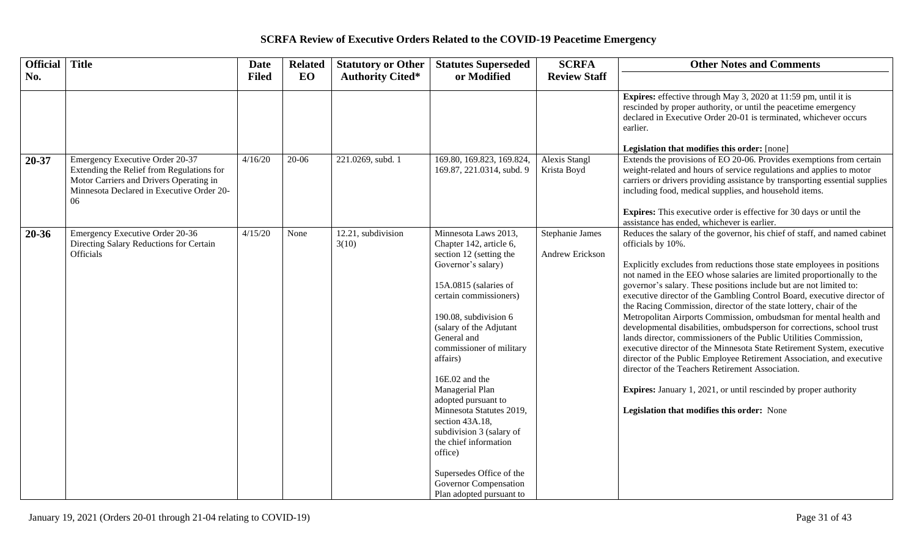## SCRFA Review of Executive Orders Related to the COVID-19 Peacetime Emergency

| Official No. | Title | Date Filed | Related EO | Statutory or Other Authority Cited* | Statutes Superseded or Modified | SCRFA Review Staff | Other Notes and Comments |
|---|---|---|---|---|---|---|---|
| | | | | | | | **Expires:** effective through May 3, 2020 at 11:59 pm, until it is rescinded by proper authority, or until the peacetime emergency declared in Executive Order 20-01 is terminated, whichever occurs earlier.<br><br>**Legislation that modifies this order:** [none] |
| **20-37** | Emergency Executive Order 20-37 Extending the Relief from Regulations for Motor Carriers and Drivers Operating in Minnesota Declared in Executive Order 20-06 | 4/16/20 | 20-06 | 221.0269, subd. 1 | 169.80, 169.823, 169.824, 169.87, 221.0314, subd. 9 | Alexis Stangl<br>Krista Boyd | Extends the provisions of EO 20-06. Provides exemptions from certain weight-related and hours of service regulations and applies to motor carriers or drivers providing assistance by transporting essential supplies including food, medical supplies, and household items.<br><br>**Expires:** This executive order is effective for 30 days or until the assistance has ended, whichever is earlier. |
| **20-36** | Emergency Executive Order 20-36 Directing Salary Reductions for Certain Officials | 4/15/20 | None | 12.21, subdivision 3(10) | Minnesota Laws 2013, Chapter 142, article 6, section 12 (setting the Governor's salary)<br><br>15A.0815 (salaries of certain commissioners)<br><br>190.08, subdivision 6 (salary of the Adjutant General and commissioner of military affairs)<br><br>16E.02 and the Managerial Plan adopted pursuant to Minnesota Statutes 2019, section 43A.18, subdivision 3 (salary of the chief information office)<br><br>Supersedes Office of the Governor Compensation Plan adopted pursuant to | Stephanie James<br><br>Andrew Erickson | Reduces the salary of the governor, his chief of staff, and named cabinet officials by 10%.<br><br>Explicitly excludes from reductions those state employees in positions not named in the EEO whose salaries are limited proportionally to the governor's salary. These positions include but are not limited to: executive director of the Gambling Control Board, executive director of the Racing Commission, director of the state lottery, chair of the Metropolitan Airports Commission, ombudsman for mental health and developmental disabilities, ombudsperson for corrections, school trust lands director, commissioners of the Public Utilities Commission, executive director of the Minnesota State Retirement System, executive director of the Public Employee Retirement Association, and executive director of the Teachers Retirement Association.<br><br>**Expires:** January 1, 2021, or until rescinded by proper authority<br><br>**Legislation that modifies this order:** None |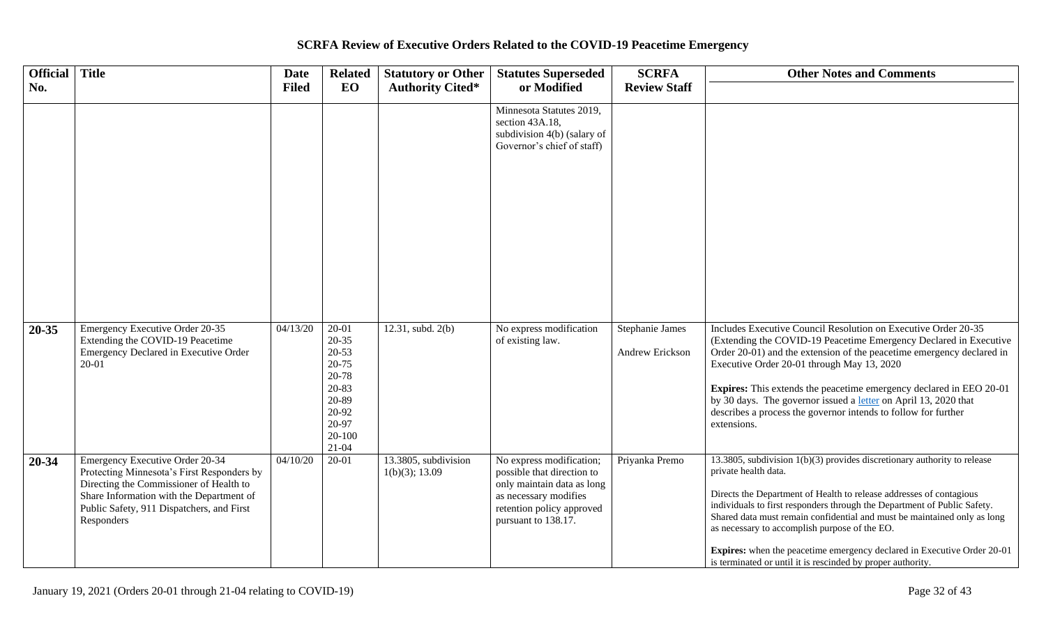# SCRFA Review of Executive Orders Related to the COVID-19 Peacetime Emergency

| Official No. | Title | Date Filed | Related EO | Statutory or Other Authority Cited* | Statutes Superseded or Modified | SCRFA Review Staff | Other Notes and Comments |
|---|---|---|---|---|---|---|---|
| | | | | | Minnesota Statutes 2019, section 43A.18, subdivision 4(b) (salary of Governor's chief of staff) | | |
| **20-35** | Emergency Executive Order 20-35 Extending the COVID-19 Peacetime Emergency Declared in Executive Order 20-01 | 04/13/20 | 20-01 20-35 20-53 20-75 20-78 20-83 20-89 20-92 20-97 20-100 21-04 | 12.31, subd. 2(b) | No express modification of existing law. | Stephanie James<br><br>Andrew Erickson | Includes Executive Council Resolution on Executive Order 20-35 (Extending the COVID-19 Peacetime Emergency Declared in Executive Order 20-01) and the extension of the peacetime emergency declared in Executive Order 20-01 through May 13, 2020<br><br>**Expires:** This extends the peacetime emergency declared in EEO 20-01 by 30 days. The governor issued a letter on April 13, 2020 that describes a process the governor intends to follow for further extensions. |
| **20-34** | Emergency Executive Order 20-34 Protecting Minnesota's First Responders by Directing the Commissioner of Health to Share Information with the Department of Public Safety, 911 Dispatchers, and First Responders | 04/10/20 | 20-01 | 13.3805, subdivision 1(b)(3); 13.09 | No express modification; possible that direction to only maintain data as long as necessary modifies retention policy approved pursuant to 138.17. | Priyanka Premo | 13.3805, subdivision 1(b)(3) provides discretionary authority to release private health data.<br><br>Directs the Department of Health to release addresses of contagious individuals to first responders through the Department of Public Safety. Shared data must remain confidential and must be maintained only as long as necessary to accomplish purpose of the EO.<br><br>**Expires:** when the peacetime emergency declared in Executive Order 20-01 is terminated or until it is rescinded by proper authority. |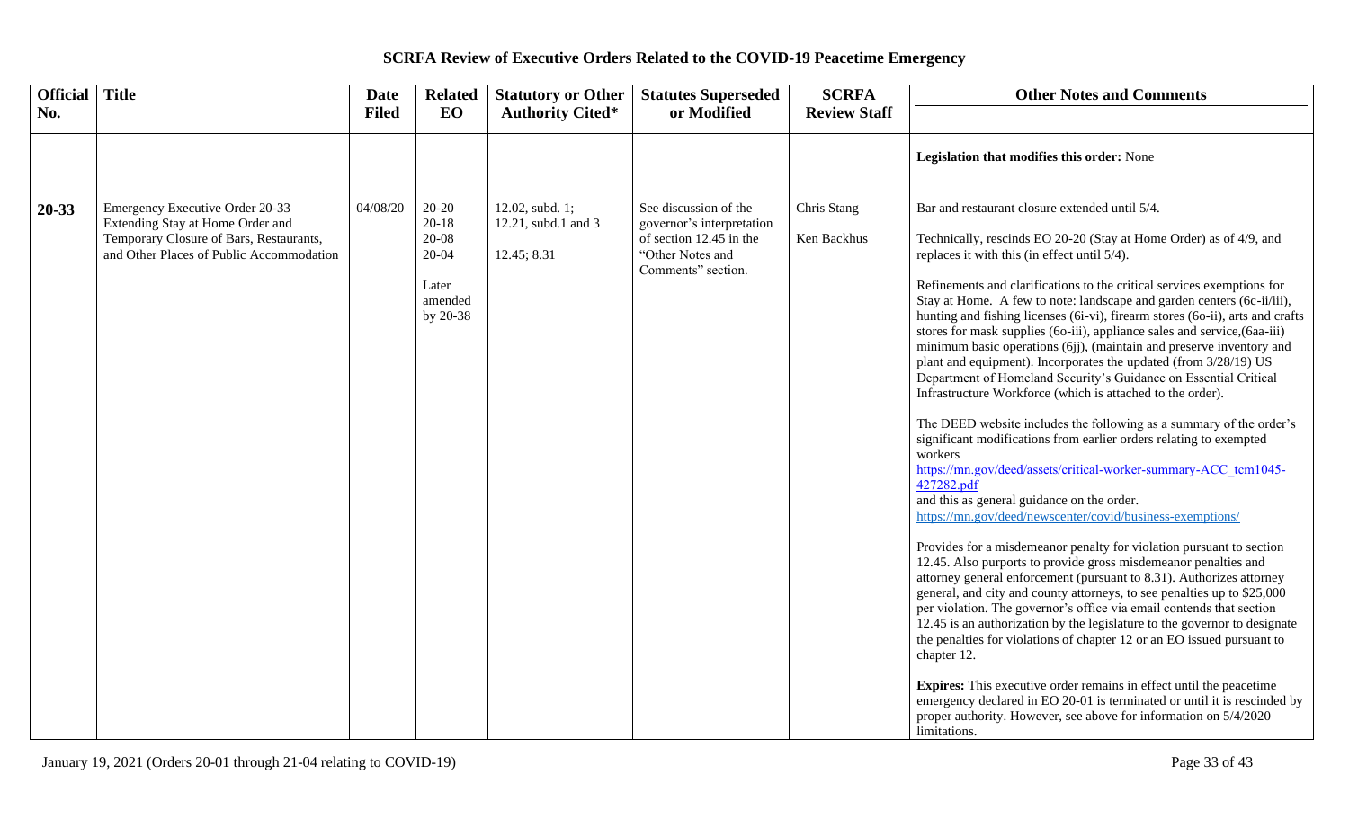**SCRFA Review of Executive Orders Related to the COVID-19 Peacetime Emergency**

| Official No. | Title | Date Filed | Related EO | Statutory or Other Authority Cited* | Statutes Superseded or Modified | SCRFA Review Staff | Other Notes and Comments |
|---|---|---|---|---|---|---|---|
| | | | | | | | **Legislation that modifies this order:** None |
| **20-33** | Emergency Executive Order 20-33 Extending Stay at Home Order and Temporary Closure of Bars, Restaurants, and Other Places of Public Accommodation | 04/08/20 | 20-20<br>20-18<br>20-08<br>20-04<br><br>Later amended by 20-38 | 12.02, subd. 1;<br>12.21, subd.1 and 3<br><br>12.45; 8.31 | See discussion of the governor's interpretation of section 12.45 in the "Other Notes and Comments" section. | Chris Stang<br><br>Ken Backhus | Bar and restaurant closure extended until 5/4.<br><br>Technically, rescinds EO 20-20 (Stay at Home Order) as of 4/9, and replaces it with this (in effect until 5/4).<br><br>Refinements and clarifications to the critical services exemptions for Stay at Home. A few to note: landscape and garden centers (6c-ii/iii), hunting and fishing licenses (6i-vi), firearm stores (6o-ii), arts and crafts stores for mask supplies (6o-iii), appliance sales and service,(6aa-iii) minimum basic operations (6jj), (maintain and preserve inventory and plant and equipment). Incorporates the updated (from 3/28/19) US Department of Homeland Security's Guidance on Essential Critical Infrastructure Workforce (which is attached to the order).<br><br>The DEED website includes the following as a summary of the order's significant modifications from earlier orders relating to exempted workers<br>https://mn.gov/deed/assets/critical-worker-summary-ACC_tcm1045-427282.pdf<br>and this as general guidance on the order.<br>https://mn.gov/deed/newscenter/covid/business-exemptions/<br><br>Provides for a misdemeanor penalty for violation pursuant to section 12.45. Also purports to provide gross misdemeanor penalties and attorney general enforcement (pursuant to 8.31). Authorizes attorney general, and city and county attorneys, to see penalties up to $25,000 per violation. The governor's office via email contends that section 12.45 is an authorization by the legislature to the governor to designate the penalties for violations of chapter 12 or an EO issued pursuant to chapter 12.<br><br>**Expires:** This executive order remains in effect until the peacetime emergency declared in EO 20-01 is terminated or until it is rescinded by proper authority. However, see above for information on 5/4/2020 limitations. |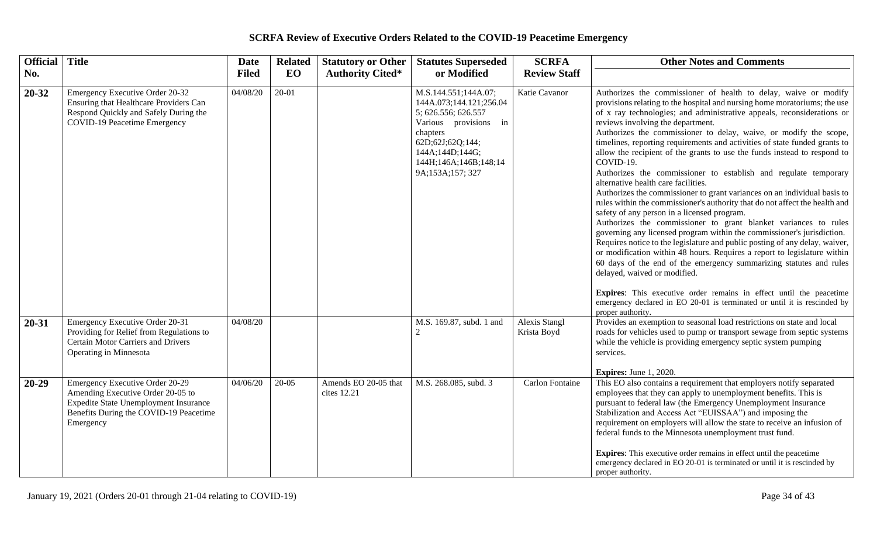# SCRFA Review of Executive Orders Related to the COVID-19 Peacetime Emergency

| Official No. | Title | Date Filed | Related EO | Statutory or Other Authority Cited* | Statutes Superseded or Modified | SCRFA Review Staff | Other Notes and Comments |
|---|---|---|---|---|---|---|---|
| **20-32** | Emergency Executive Order 20-32 Ensuring that Healthcare Providers Can Respond Quickly and Safely During the COVID-19 Peacetime Emergency | 04/08/20 | 20-01 | | M.S.144.551;144A.07; 144A.073;144.121;256.04 5; 626.556; 626.557 Various provisions in chapters 62D;62J;62Q;144; 144A;144D;144G; 144H;146A;146B;148;14 9A;153A;157; 327 | Katie Cavanor | Authorizes the commissioner of health to delay, waive or modify provisions relating to the hospital and nursing home moratoriums; the use of x ray technologies; and administrative appeals, reconsiderations or reviews involving the department. Authorizes the commissioner to delay, waive, or modify the scope, timelines, reporting requirements and activities of state funded grants to allow the recipient of the grants to use the funds instead to respond to COVID-19. Authorizes the commissioner to establish and regulate temporary alternative health care facilities. Authorizes the commissioner to grant variances on an individual basis to rules within the commissioner's authority that do not affect the health and safety of any person in a licensed program. Authorizes the commissioner to grant blanket variances to rules governing any licensed program within the commissioner's jurisdiction. Requires notice to the legislature and public posting of any delay, waiver, or modification within 48 hours. Requires a report to legislature within 60 days of the end of the emergency summarizing statutes and rules delayed, waived or modified.<br><br>**Expires**: This executive order remains in effect until the peacetime emergency declared in EO 20-01 is terminated or until it is rescinded by proper authority. |
| **20-31** | Emergency Executive Order 20-31 Providing for Relief from Regulations to Certain Motor Carriers and Drivers Operating in Minnesota | 04/08/20 | | | M.S. 169.87, subd. 1 and 2 | Alexis Stangl Krista Boyd | Provides an exemption to seasonal load restrictions on state and local roads for vehicles used to pump or transport sewage from septic systems while the vehicle is providing emergency septic system pumping services.<br><br>**Expires:** June 1, 2020. |
| **20-29** | Emergency Executive Order 20-29 Amending Executive Order 20-05 to Expedite State Unemployment Insurance Benefits During the COVID-19 Peacetime Emergency | 04/06/20 | 20-05 | Amends EO 20-05 that cites 12.21 | M.S. 268.085, subd. 3 | Carlon Fontaine | This EO also contains a requirement that employers notify separated employees that they can apply to unemployment benefits. This is pursuant to federal law (the Emergency Unemployment Insurance Stabilization and Access Act "EUISSAA") and imposing the requirement on employers will allow the state to receive an infusion of federal funds to the Minnesota unemployment trust fund.<br><br>**Expires**: This executive order remains in effect until the peacetime emergency declared in EO 20-01 is terminated or until it is rescinded by proper authority. |

January 19, 2021 (Orders 20-01 through 21-04 relating to COVID-19)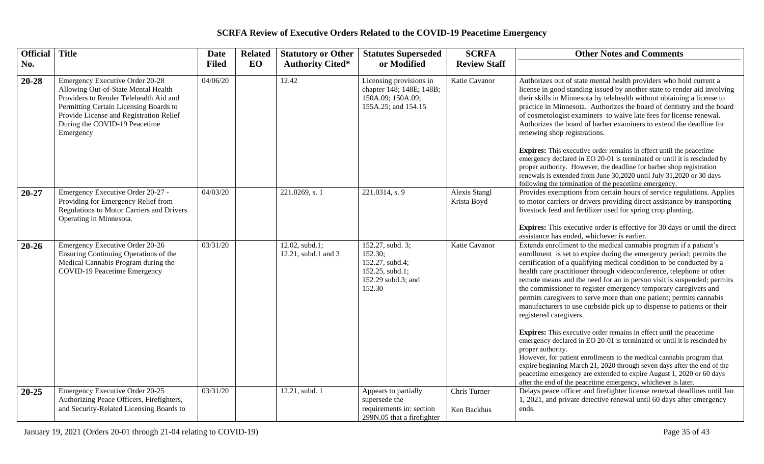## SCRFA Review of Executive Orders Related to the COVID-19 Peacetime Emergency

| Official No. | Title | Date Filed | Related EO | Statutory or Other Authority Cited* | Statutes Superseded or Modified | SCRFA Review Staff | Other Notes and Comments |
|---|---|---|---|---|---|---|---|
| **20-28** | Emergency Executive Order 20-28 Allowing Out-of-State Mental Health Providers to Render Telehealth Aid and Permitting Certain Licensing Boards to Provide License and Registration Relief During the COVID-19 Peacetime Emergency | 04/06/20 | | 12.42 | Licensing provisions in chapter 148; 148E; 148B; 150A.09; 150A.09; 155A.25; and 154.15 | Katie Cavanor | Authorizes out of state mental health providers who hold current a license in good standing issued by another state to render aid involving their skills in Minnesota by telehealth without obtaining a license to practice in Minnesota. Authorizes the board of dentistry and the board of cosmetologist examiners to waive late fees for license renewal. Authorizes the board of barber examiners to extend the deadline for renewing shop registrations. **Expires:** This executive order remains in effect until the peacetime emergency declared in EO 20-01 is terminated or until it is rescinded by proper authority. However, the deadline for barber shop registration renewals is extended from June 30,2020 until July 31,2020 or 30 days following the termination of the peacetime emergency. |
| **20-27** | Emergency Executive Order 20-27 - Providing for Emergency Relief from Regulations to Motor Carriers and Drivers Operating in Minnesota. | 04/03/20 | | 221.0269, s. 1 | 221.0314, s. 9 | Alexis Stangl Krista Boyd | Provides exemptions from certain hours of service regulations. Applies to motor carriers or drivers providing direct assistance by transporting livestock feed and fertilizer used for spring crop planting. **Expires:** This executive order is effective for 30 days or until the direct assistance has ended, whichever is earlier. |
| **20-26** | Emergency Executive Order 20-26 Ensuring Continuing Operations of the Medical Cannabis Program during the COVID-19 Peacetime Emergency | 03/31/20 | | 12.02, subd.1; 12.21, subd.1 and 3 | 152.27, subd. 3; 152.30; 152.27, subd.4; 152.25, subd.1; 152.29 subd.3; and 152.30 | Katie Cavanor | Extends enrollment to the medical cannabis program if a patient's enrollment is set to expire during the emergency period; permits the certification of a qualifying medical condition to be conducted by a health care practitioner through videoconference, telephone or other remote means and the need for an in person visit is suspended; permits the commissioner to register emergency temporary caregivers and permits caregivers to serve more than one patient; permits cannabis manufacturers to use curbside pick up to dispense to patients or their registered caregivers. **Expires:** This executive order remains in effect until the peacetime emergency declared in EO 20-01 is terminated or until it is rescinded by proper authority. However, for patient enrollments to the medical cannabis program that expire beginning March 21, 2020 through seven days after the end of the peacetime emergency are extended to expire August 1, 2020 or 60 days after the end of the peacetime emergency, whichever is later. |
| **20-25** | Emergency Executive Order 20-25 Authorizing Peace Officers, Firefighters, and Security-Related Licensing Boards to | 03/31/20 | | 12.21, subd. 1 | Appears to partially supersede the requirements in: section 299N.05 that a firefighter | Chris Turner Ken Backhus | Delays peace officer and firefighter license renewal deadlines until Jan 1, 2021, and private detective renewal until 60 days after emergency ends. |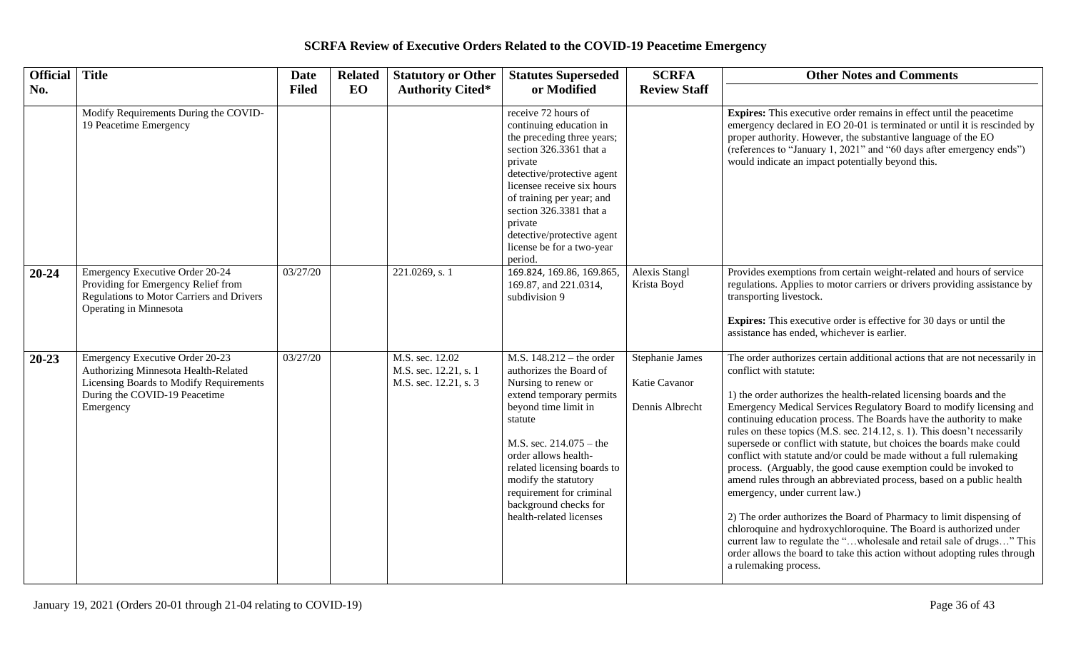# SCRFA Review of Executive Orders Related to the COVID-19 Peacetime Emergency

| Official No. | Title | Date Filed | Related EO | Statutory or Other Authority Cited* | Statutes Superseded or Modified | SCRFA Review Staff | Other Notes and Comments |
|---|---|---|---|---|---|---|---|
| | Modify Requirements During the COVID-19 Peacetime Emergency | | | | receive 72 hours of continuing education in the preceding three years; section 326.3361 that a private detective/protective agent licensee receive six hours of training per year; and section 326.3381 that a private detective/protective agent license be for a two-year period. | | **Expires:** This executive order remains in effect until the peacetime emergency declared in EO 20-01 is terminated or until it is rescinded by proper authority. However, the substantive language of the EO (references to "January 1, 2021" and "60 days after emergency ends") would indicate an impact potentially beyond this. |
| **20-24** | Emergency Executive Order 20-24 Providing for Emergency Relief from Regulations to Motor Carriers and Drivers Operating in Minnesota | 03/27/20 | | 221.0269, s. 1 | 169.824, 169.86, 169.865, 169.87, and 221.0314, subdivision 9 | Alexis Stangl<br>Krista Boyd | Provides exemptions from certain weight-related and hours of service regulations. Applies to motor carriers or drivers providing assistance by transporting livestock.<br><br>**Expires:** This executive order is effective for 30 days or until the assistance has ended, whichever is earlier. |
| **20-23** | Emergency Executive Order 20-23 Authorizing Minnesota Health-Related Licensing Boards to Modify Requirements During the COVID-19 Peacetime Emergency | 03/27/20 | | M.S. sec. 12.02<br>M.S. sec. 12.21, s. 1<br>M.S. sec. 12.21, s. 3 | M.S. 148.212 – the order authorizes the Board of Nursing to renew or extend temporary permits beyond time limit in statute<br><br>M.S. sec. 214.075 – the order allows health-related licensing boards to modify the statutory requirement for criminal background checks for health-related licenses | Stephanie James<br><br>Katie Cavanor<br><br>Dennis Albrecht | The order authorizes certain additional actions that are not necessarily in conflict with statute:<br><br>1) the order authorizes the health-related licensing boards and the Emergency Medical Services Regulatory Board to modify licensing and continuing education process. The Boards have the authority to make rules on these topics (M.S. sec. 214.12, s. 1). This doesn't necessarily supersede or conflict with statute, but choices the boards make could conflict with statute and/or could be made without a full rulemaking process. (Arguably, the good cause exemption could be invoked to amend rules through an abbreviated process, based on a public health emergency, under current law.)<br><br>2) The order authorizes the Board of Pharmacy to limit dispensing of chloroquine and hydroxychloroquine. The Board is authorized under current law to regulate the "…wholesale and retail sale of drugs…" This order allows the board to take this action without adopting rules through a rulemaking process. |

January 19, 2021 (Orders 20-01 through 21-04 relating to COVID-19)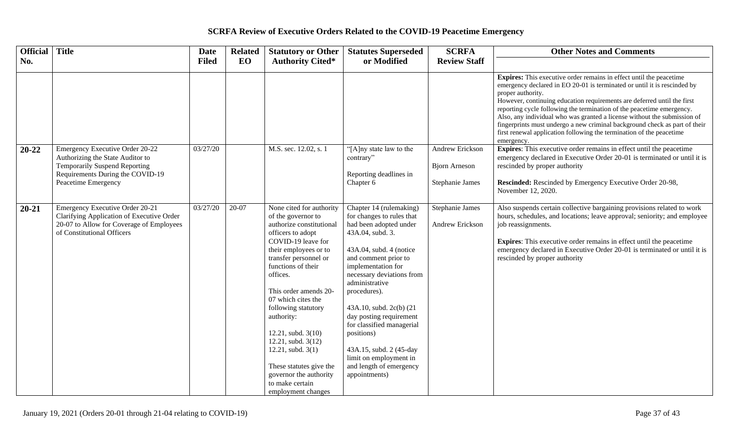# SCRFA Review of Executive Orders Related to the COVID-19 Peacetime Emergency

| Official No. | Title | Date Filed | Related EO | Statutory or Other Authority Cited* | Statutes Superseded or Modified | SCRFA Review Staff | Other Notes and Comments |
|---|---|---|---|---|---|---|---|
| | | | | | | | **Expires:** This executive order remains in effect until the peacetime emergency declared in EO 20-01 is terminated or until it is rescinded by proper authority.<br>However, continuing education requirements are deferred until the first reporting cycle following the termination of the peacetime emergency. Also, any individual who was granted a license without the submission of fingerprints must undergo a new criminal background check as part of their first renewal application following the termination of the peacetime emergency. |
| **20-22** | Emergency Executive Order 20-22 Authorizing the State Auditor to Temporarily Suspend Reporting Requirements During the COVID-19 Peacetime Emergency | 03/27/20 | | M.S. sec. 12.02, s. 1 | "[A]ny state law to the contrary"<br><br>Reporting deadlines in Chapter 6 | Andrew Erickson<br><br>Bjorn Arneson<br><br>Stephanie James | **Expires**: This executive order remains in effect until the peacetime emergency declared in Executive Order 20-01 is terminated or until it is rescinded by proper authority<br><br>**Rescinded:** Rescinded by Emergency Executive Order 20-98, November 12, 2020. |
| **20-21** | Emergency Executive Order 20-21 Clarifying Application of Executive Order 20-07 to Allow for Coverage of Employees of Constitutional Officers | 03/27/20 | 20-07 | None cited for authority of the governor to authorize constitutional officers to adopt COVID-19 leave for their employees or to transfer personnel or functions of their offices.<br><br>This order amends 20-07 which cites the following statutory authority:<br><br>12.21, subd. 3(10)<br>12.21, subd. 3(12)<br>12.21, subd. 3(1)<br><br>These statutes give the governor the authority to make certain employment changes | Chapter 14 (rulemaking) for changes to rules that had been adopted under 43A.04, subd. 3.<br><br>43A.04, subd. 4 (notice and comment prior to implementation for necessary deviations from administrative procedures).<br><br>43A.10, subd. 2c(b) (21 day posting requirement for classified managerial positions)<br><br>43A.15, subd. 2 (45-day limit on employment in and length of emergency appointments) | Stephanie James<br><br>Andrew Erickson | Also suspends certain collective bargaining provisions related to work hours, schedules, and locations; leave approval; seniority; and employee job reassignments.<br><br>**Expires**: This executive order remains in effect until the peacetime emergency declared in Executive Order 20-01 is terminated or until it is rescinded by proper authority |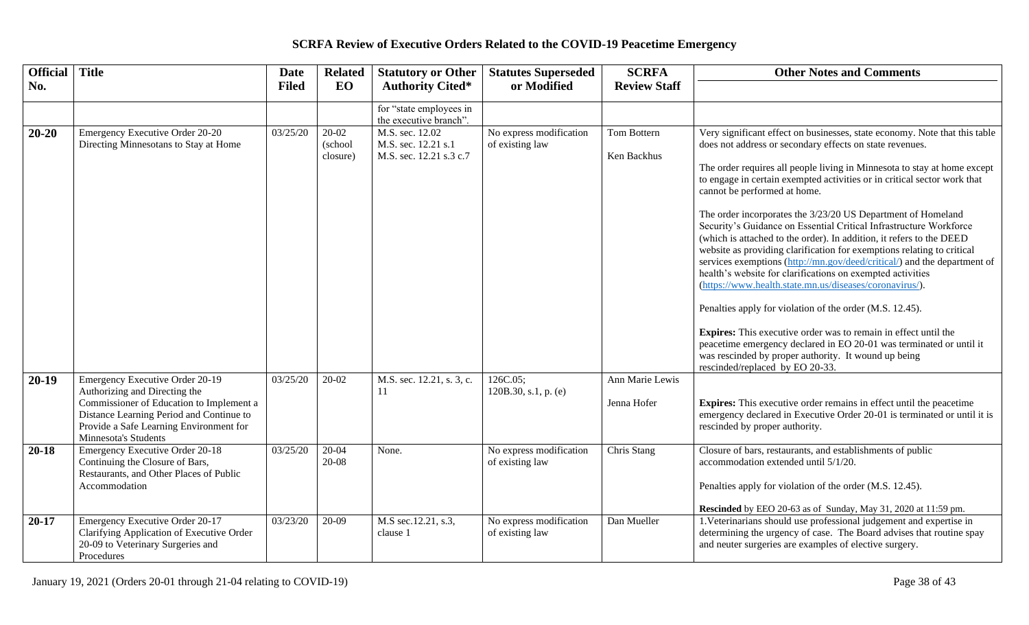## SCRFA Review of Executive Orders Related to the COVID-19 Peacetime Emergency

| Official No. | Title | Date Filed | Related EO | Statutory or Other Authority Cited* | Statutes Superseded or Modified | SCRFA Review Staff | Other Notes and Comments |
|---|---|---|---|---|---|---|---|
| | | | | for "state employees in the executive branch". | | | |
| **20-20** | Emergency Executive Order 20-20 Directing Minnesotans to Stay at Home | 03/25/20 | 20-02 (school closure) | M.S. sec. 12.02<br>M.S. sec. 12.21 s.1<br>M.S. sec. 12.21 s.3 c.7 | No express modification of existing law | Tom Bottern<br><br>Ken Backhus | Very significant effect on businesses, state economy. Note that this table does not address or secondary effects on state revenues.<br><br>The order requires all people living in Minnesota to stay at home except to engage in certain exempted activities or in critical sector work that cannot be performed at home.<br><br>The order incorporates the 3/23/20 US Department of Homeland Security's Guidance on Essential Critical Infrastructure Workforce (which is attached to the order). In addition, it refers to the DEED website as providing clarification for exemptions relating to critical services exemptions (http://mn.gov/deed/critical/) and the department of health's website for clarifications on exempted activities (https://www.health.state.mn.us/diseases/coronavirus/).<br><br>Penalties apply for violation of the order (M.S. 12.45).<br><br>**Expires:** This executive order was to remain in effect until the peacetime emergency declared in EO 20-01 was terminated or until it was rescinded by proper authority. It wound up being rescinded/replaced by EO 20-33. |
| **20-19** | Emergency Executive Order 20-19 Authorizing and Directing the Commissioner of Education to Implement a Distance Learning Period and Continue to Provide a Safe Learning Environment for Minnesota's Students | 03/25/20 | 20-02 | M.S. sec. 12.21, s. 3, c. 11 | 126C.05;<br>120B.30, s.1, p. (e) | Ann Marie Lewis<br><br>Jenna Hofer | **Expires:** This executive order remains in effect until the peacetime emergency declared in Executive Order 20-01 is terminated or until it is rescinded by proper authority. |
| **20-18** | Emergency Executive Order 20-18 Continuing the Closure of Bars, Restaurants, and Other Places of Public Accommodation | 03/25/20 | 20-04<br>20-08 | None. | No express modification of existing law | Chris Stang | Closure of bars, restaurants, and establishments of public accommodation extended until 5/1/20.<br><br>Penalties apply for violation of the order (M.S. 12.45).<br><br>**Rescinded** by EEO 20-63 as of Sunday, May 31, 2020 at 11:59 pm. |
| **20-17** | Emergency Executive Order 20-17 Clarifying Application of Executive Order 20-09 to Veterinary Surgeries and Procedures | 03/23/20 | 20-09 | M.S sec.12.21, s.3, clause 1 | No express modification of existing law | Dan Mueller | 1.Veterinarians should use professional judgement and expertise in determining the urgency of case. The Board advises that routine spay and neuter surgeries are examples of elective surgery. |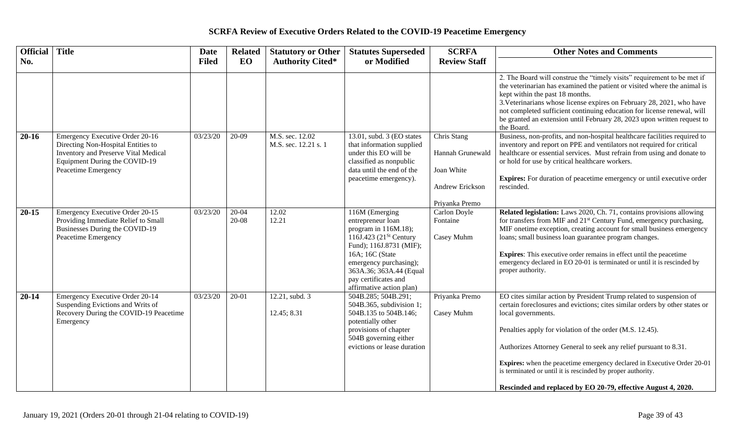# SCRFA Review of Executive Orders Related to the COVID-19 Peacetime Emergency

| Official No. | Title | Date Filed | Related EO | Statutory or Other Authority Cited* | Statutes Superseded or Modified | SCRFA Review Staff | Other Notes and Comments |
|---|---|---|---|---|---|---|---|
| | | | | | | | 2. The Board will construe the "timely visits" requirement to be met if the veterinarian has examined the patient or visited where the animal is kept within the past 18 months.<br>3. Veterinarians whose license expires on February 28, 2021, who have not completed sufficient continuing education for license renewal, will be granted an extension until February 28, 2023 upon written request to the Board. |
| **20-16** | Emergency Executive Order 20-16 Directing Non-Hospital Entities to Inventory and Preserve Vital Medical Equipment During the COVID-19 Peacetime Emergency | 03/23/20 | 20-09 | M.S. sec. 12.02<br>M.S. sec. 12.21 s. 1 | 13.01, subd. 3 (EO states that information supplied under this EO will be classified as nonpublic data until the end of the peacetime emergency). | Chris Stang<br>Hannah Grunewald<br>Joan White<br>Andrew Erickson<br>Priyanka Premo | Business, non-profits, and non-hospital healthcare facilities required to inventory and report on PPE and ventilators not required for critical healthcare or essential services. Must refrain from using and donate to or hold for use by critical healthcare workers.<br><br>**Expires:** For duration of peacetime emergency or until executive order rescinded. |
| **20-15** | Emergency Executive Order 20-15 Providing Immediate Relief to Small Businesses During the COVID-19 Peacetime Emergency | 03/23/20 | 20-04<br>20-08 | 12.02<br>12.21 | 116M (Emerging entrepreneur loan program in 116M.18); 116J.423 (21st Century Fund); 116J.8731 (MIF); 16A; 16C (State emergency purchasing); 363A.36; 363A.44 (Equal pay certificates and affirmative action plan) | Carlon Doyle Fontaine<br>Casey Muhm | **Related legislation:** Laws 2020, Ch. 71, contains provisions allowing for transfers from MIF and 21st Century Fund, emergency purchasing, MIF onetime exception, creating account for small business emergency loans; small business loan guarantee program changes.<br><br>**Expires**: This executive order remains in effect until the peacetime emergency declared in EO 20-01 is terminated or until it is rescinded by proper authority. |
| **20-14** | Emergency Executive Order 20-14 Suspending Evictions and Writs of Recovery During the COVID-19 Peacetime Emergency | 03/23/20 | 20-01 | 12.21, subd. 3<br><br>12.45; 8.31 | 504B.285; 504B.291; 504B.365, subdivision 1; 504B.135 to 504B.146; potentially other provisions of chapter 504B governing either evictions or lease duration | Priyanka Premo<br>Casey Muhm | EO cites similar action by President Trump related to suspension of certain foreclosures and evictions; cites similar orders by other states or local governments.<br><br>Penalties apply for violation of the order (M.S. 12.45).<br><br>Authorizes Attorney General to seek any relief pursuant to 8.31.<br><br>**Expires:** when the peacetime emergency declared in Executive Order 20-01 is terminated or until it is rescinded by proper authority.<br><br>**Rescinded and replaced by EO 20-79, effective August 4, 2020.** |

January 19, 2021 (Orders 20-01 through 21-04 relating to COVID-19)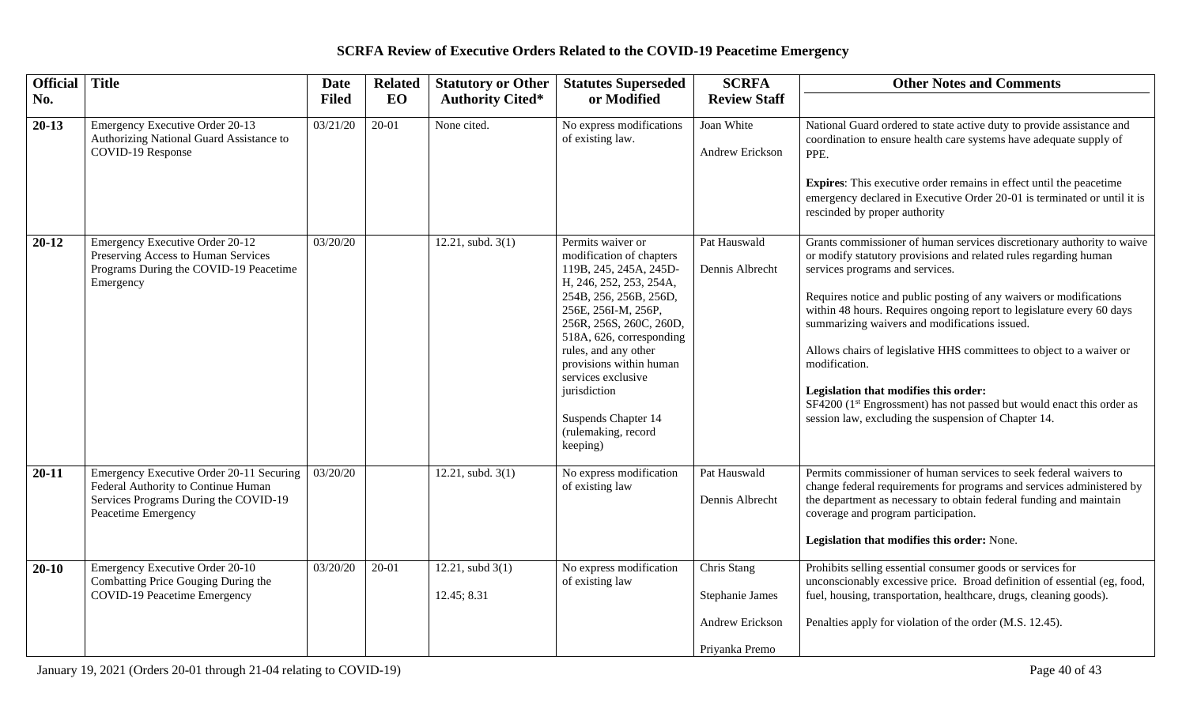# SCRFA Review of Executive Orders Related to the COVID-19 Peacetime Emergency

| Official No. | Title | Date Filed | Related EO | Statutory or Other Authority Cited* | Statutes Superseded or Modified | SCRFA Review Staff | Other Notes and Comments |
|---|---|---|---|---|---|---|---|
| **20-13** | Emergency Executive Order 20-13 Authorizing National Guard Assistance to COVID-19 Response | 03/21/20 | 20-01 | None cited. | No express modifications of existing law. | Joan White<br><br>Andrew Erickson | National Guard ordered to state active duty to provide assistance and coordination to ensure health care systems have adequate supply of PPE.<br><br>**Expires**: This executive order remains in effect until the peacetime emergency declared in Executive Order 20-01 is terminated or until it is rescinded by proper authority |
| **20-12** | Emergency Executive Order 20-12 Preserving Access to Human Services Programs During the COVID-19 Peacetime Emergency | 03/20/20 | | 12.21, subd. 3(1) | Permits waiver or modification of chapters 119B, 245, 245A, 245D-H, 246, 252, 253, 254A, 254B, 256, 256B, 256D, 256E, 256I-M, 256P, 256R, 256S, 260C, 260D, 518A, 626, corresponding rules, and any other provisions within human services exclusive jurisdiction<br><br>Suspends Chapter 14 (rulemaking, record keeping) | Pat Hauswald<br><br>Dennis Albrecht | Grants commissioner of human services discretionary authority to waive or modify statutory provisions and related rules regarding human services programs and services.<br><br>Requires notice and public posting of any waivers or modifications within 48 hours. Requires ongoing report to legislature every 60 days summarizing waivers and modifications issued.<br><br>Allows chairs of legislative HHS committees to object to a waiver or modification.<br><br>**Legislation that modifies this order:**<br>SF4200 (1st Engrossment) has not passed but would enact this order as session law, excluding the suspension of Chapter 14. |
| **20-11** | Emergency Executive Order 20-11 Securing Federal Authority to Continue Human Services Programs During the COVID-19 Peacetime Emergency | 03/20/20 | | 12.21, subd. 3(1) | No express modification of existing law | Pat Hauswald<br><br>Dennis Albrecht | Permits commissioner of human services to seek federal waivers to change federal requirements for programs and services administered by the department as necessary to obtain federal funding and maintain coverage and program participation.<br><br>**Legislation that modifies this order:** None. |
| **20-10** | Emergency Executive Order 20-10 Combatting Price Gouging During the COVID-19 Peacetime Emergency | 03/20/20 | 20-01 | 12.21, subd 3(1)<br><br>12.45; 8.31 | No express modification of existing law | Chris Stang<br><br>Stephanie James<br><br>Andrew Erickson<br><br>Priyanka Premo | Prohibits selling essential consumer goods or services for unconscionably excessive price. Broad definition of essential (eg, food, fuel, housing, transportation, healthcare, drugs, cleaning goods).<br><br>Penalties apply for violation of the order (M.S. 12.45). |

January 19, 2021 (Orders 20-01 through 21-04 relating to COVID-19)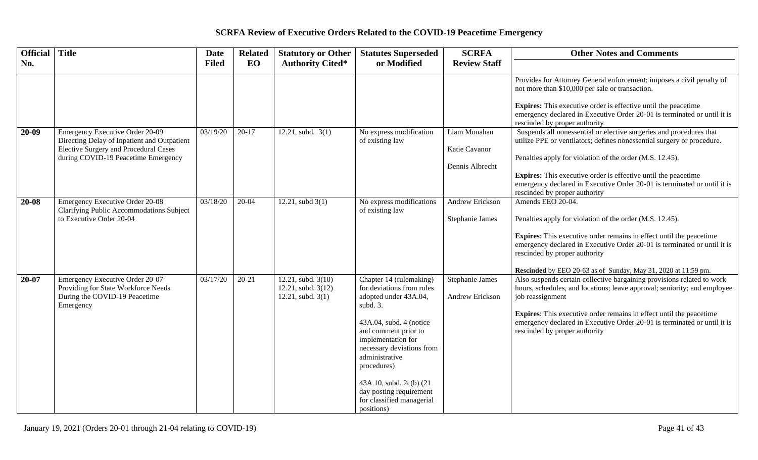# SCRFA Review of Executive Orders Related to the COVID-19 Peacetime Emergency

| Official No. | Title | Date Filed | Related EO | Statutory or Other Authority Cited* | Statutes Superseded or Modified | SCRFA Review Staff | Other Notes and Comments |
|---|---|---|---|---|---|---|---|
| | | | | | | | Provides for Attorney General enforcement; imposes a civil penalty of not more than $10,000 per sale or transaction.<br><br>**Expires:** This executive order is effective until the peacetime emergency declared in Executive Order 20-01 is terminated or until it is rescinded by proper authority |
| **20-09** | Emergency Executive Order 20-09 Directing Delay of Inpatient and Outpatient Elective Surgery and Procedural Cases during COVID-19 Peacetime Emergency | 03/19/20 | 20-17 | 12.21, subd. 3(1) | No express modification of existing law | Liam Monahan<br><br>Katie Cavanor<br><br>Dennis Albrecht | Suspends all nonessential or elective surgeries and procedures that utilize PPE or ventilators; defines nonessential surgery or procedure.<br><br>Penalties apply for violation of the order (M.S. 12.45).<br><br>**Expires:** This executive order is effective until the peacetime emergency declared in Executive Order 20-01 is terminated or until it is rescinded by proper authority |
| **20-08** | Emergency Executive Order 20-08 Clarifying Public Accommodations Subject to Executive Order 20-04 | 03/18/20 | 20-04 | 12.21, subd 3(1) | No express modifications of existing law | Andrew Erickson<br><br>Stephanie James | Amends EEO 20-04.<br><br>Penalties apply for violation of the order (M.S. 12.45).<br><br>**Expires**: This executive order remains in effect until the peacetime emergency declared in Executive Order 20-01 is terminated or until it is rescinded by proper authority<br><br>**Rescinded** by EEO 20-63 as of Sunday, May 31, 2020 at 11:59 pm. |
| **20-07** | Emergency Executive Order 20-07 Providing for State Workforce Needs During the COVID-19 Peacetime Emergency | 03/17/20 | 20-21 | 12.21, subd. 3(10)<br>12.21, subd. 3(12)<br>12.21, subd. 3(1) | Chapter 14 (rulemaking) for deviations from rules adopted under 43A.04, subd. 3.<br><br>43A.04, subd. 4 (notice and comment prior to implementation for necessary deviations from administrative procedures)<br><br>43A.10, subd. 2c(b) (21 day posting requirement for classified managerial positions) | Stephanie James<br><br>Andrew Erickson | Also suspends certain collective bargaining provisions related to work hours, schedules, and locations; leave approval; seniority; and employee job reassignment<br><br>**Expires**: This executive order remains in effect until the peacetime emergency declared in Executive Order 20-01 is terminated or until it is rescinded by proper authority |

January 19, 2021 (Orders 20-01 through 21-04 relating to COVID-19)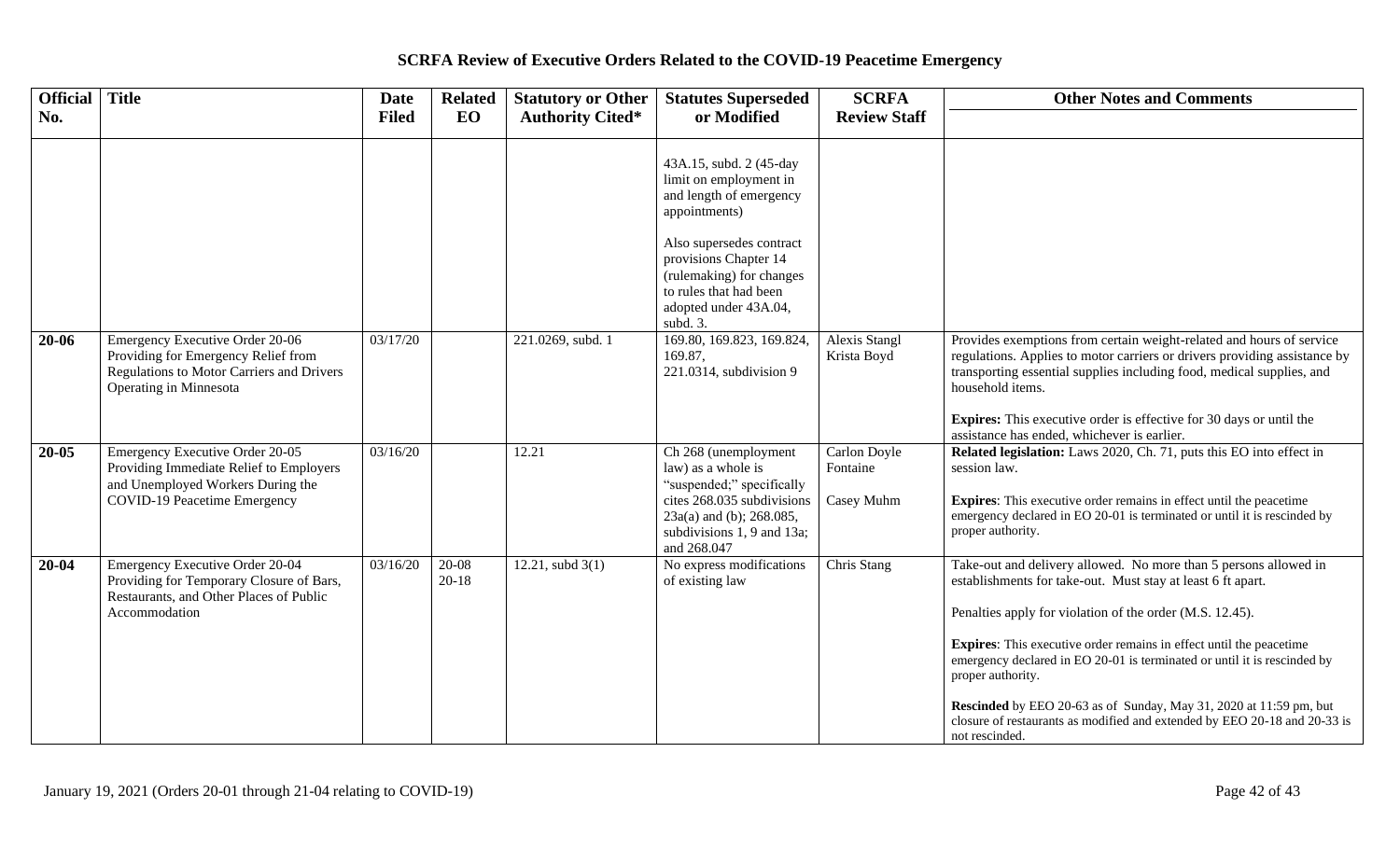## SCRFA Review of Executive Orders Related to the COVID-19 Peacetime Emergency

| Official No. | Title | Date Filed | Related EO | Statutory or Other Authority Cited* | Statutes Superseded or Modified | SCRFA Review Staff | Other Notes and Comments |
|---|---|---|---|---|---|---|---|
| | | | | | 43A.15, subd. 2 (45-day limit on employment in and length of emergency appointments)<br><br>Also supersedes contract provisions Chapter 14 (rulemaking) for changes to rules that had been adopted under 43A.04, subd. 3. | | |
| **20-06** | Emergency Executive Order 20-06 Providing for Emergency Relief from Regulations to Motor Carriers and Drivers Operating in Minnesota | 03/17/20 | | 221.0269, subd. 1 | 169.80, 169.823, 169.824, 169.87, 221.0314, subdivision 9 | Alexis Stangl<br>Krista Boyd | Provides exemptions from certain weight-related and hours of service regulations. Applies to motor carriers or drivers providing assistance by transporting essential supplies including food, medical supplies, and household items.<br><br>**Expires:** This executive order is effective for 30 days or until the assistance has ended, whichever is earlier. |
| **20-05** | Emergency Executive Order 20-05 Providing Immediate Relief to Employers and Unemployed Workers During the COVID-19 Peacetime Emergency | 03/16/20 | | 12.21 | Ch 268 (unemployment law) as a whole is "suspended;" specifically cites 268.035 subdivisions 23a(a) and (b); 268.085, subdivisions 1, 9 and 13a; and 268.047 | Carlon Doyle Fontaine<br><br>Casey Muhm | **Related legislation:** Laws 2020, Ch. 71, puts this EO into effect in session law.<br><br>**Expires**: This executive order remains in effect until the peacetime emergency declared in EO 20-01 is terminated or until it is rescinded by proper authority. |
| **20-04** | Emergency Executive Order 20-04 Providing for Temporary Closure of Bars, Restaurants, and Other Places of Public Accommodation | 03/16/20 | 20-08<br>20-18 | 12.21, subd 3(1) | No express modifications of existing law | Chris Stang | Take-out and delivery allowed. No more than 5 persons allowed in establishments for take-out. Must stay at least 6 ft apart.<br><br>Penalties apply for violation of the order (M.S. 12.45).<br><br>**Expires**: This executive order remains in effect until the peacetime emergency declared in EO 20-01 is terminated or until it is rescinded by proper authority.<br><br>**Rescinded** by EEO 20-63 as of Sunday, May 31, 2020 at 11:59 pm, but closure of restaurants as modified and extended by EEO 20-18 and 20-33 is not rescinded. |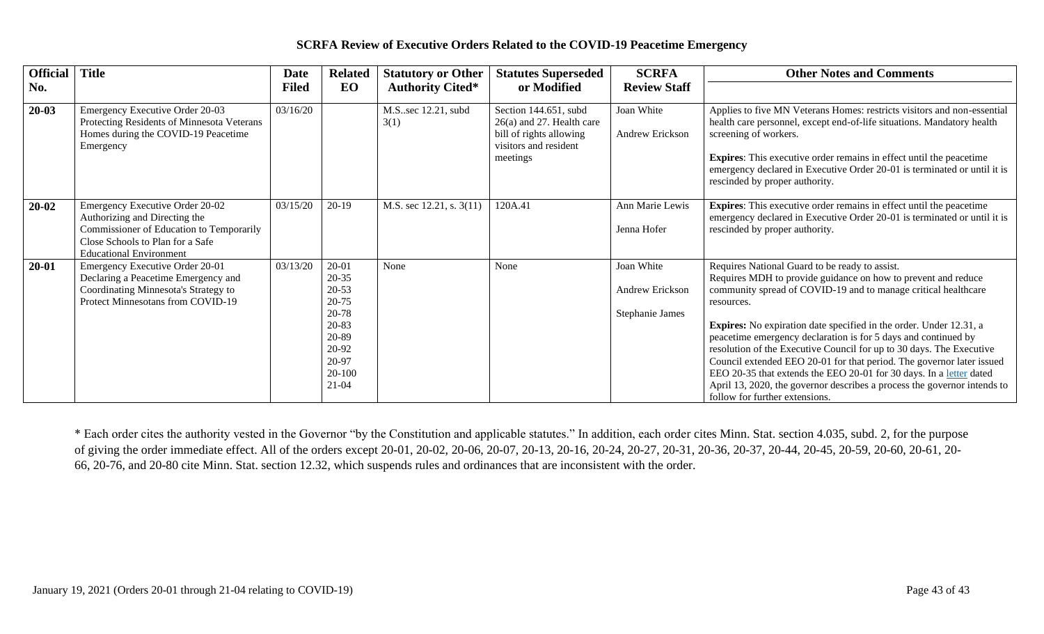**SCRFA Review of Executive Orders Related to the COVID-19 Peacetime Emergency**

| Official No. | Title | Date Filed | Related EO | Statutory or Other Authority Cited* | Statutes Superseded or Modified | SCRFA Review Staff | Other Notes and Comments |
|---|---|---|---|---|---|---|---|
| **20-03** | Emergency Executive Order 20-03 Protecting Residents of Minnesota Veterans Homes during the COVID-19 Peacetime Emergency | 03/16/20 | | M.S..sec 12.21, subd 3(1) | Section 144.651, subd 26(a) and 27. Health care bill of rights allowing visitors and resident meetings | Joan White<br><br>Andrew Erickson | Applies to five MN Veterans Homes: restricts visitors and non-essential health care personnel, except end-of-life situations. Mandatory health screening of workers.<br><br>**Expires**: This executive order remains in effect until the peacetime emergency declared in Executive Order 20-01 is terminated or until it is rescinded by proper authority. |
| **20-02** | Emergency Executive Order 20-02 Authorizing and Directing the Commissioner of Education to Temporarily Close Schools to Plan for a Safe Educational Environment | 03/15/20 | 20-19 | M.S. sec 12.21, s. 3(11) | 120A.41 | Ann Marie Lewis<br><br>Jenna Hofer | **Expires**: This executive order remains in effect until the peacetime emergency declared in Executive Order 20-01 is terminated or until it is rescinded by proper authority. |
| **20-01** | Emergency Executive Order 20-01 Declaring a Peacetime Emergency and Coordinating Minnesota's Strategy to Protect Minnesotans from COVID-19 | 03/13/20 | 20-01<br>20-35<br>20-53<br>20-75<br>20-78<br>20-83<br>20-89<br>20-92<br>20-97<br>20-100<br>21-04 | None | None | Joan White<br><br>Andrew Erickson<br><br>Stephanie James | Requires National Guard to be ready to assist.<br>Requires MDH to provide guidance on how to prevent and reduce community spread of COVID-19 and to manage critical healthcare resources.<br><br>**Expires:** No expiration date specified in the order. Under 12.31, a peacetime emergency declaration is for 5 days and continued by resolution of the Executive Council for up to 30 days. The Executive Council extended EEO 20-01 for that period. The governor later issued EEO 20-35 that extends the EEO 20-01 for 30 days. In a letter dated April 13, 2020, the governor describes a process the governor intends to follow for further extensions. |

\* Each order cites the authority vested in the Governor "by the Constitution and applicable statutes." In addition, each order cites Minn. Stat. section 4.035, subd. 2, for the purpose of giving the order immediate effect. All of the orders except 20-01, 20-02, 20-06, 20-07, 20-13, 20-16, 20-24, 20-27, 20-31, 20-36, 20-37, 20-44, 20-45, 20-59, 20-60, 20-61, 20-66, 20-76, and 20-80 cite Minn. Stat. section 12.32, which suspends rules and ordinances that are inconsistent with the order.

January 19, 2021 (Orders 20-01 through 21-04 relating to COVID-19)